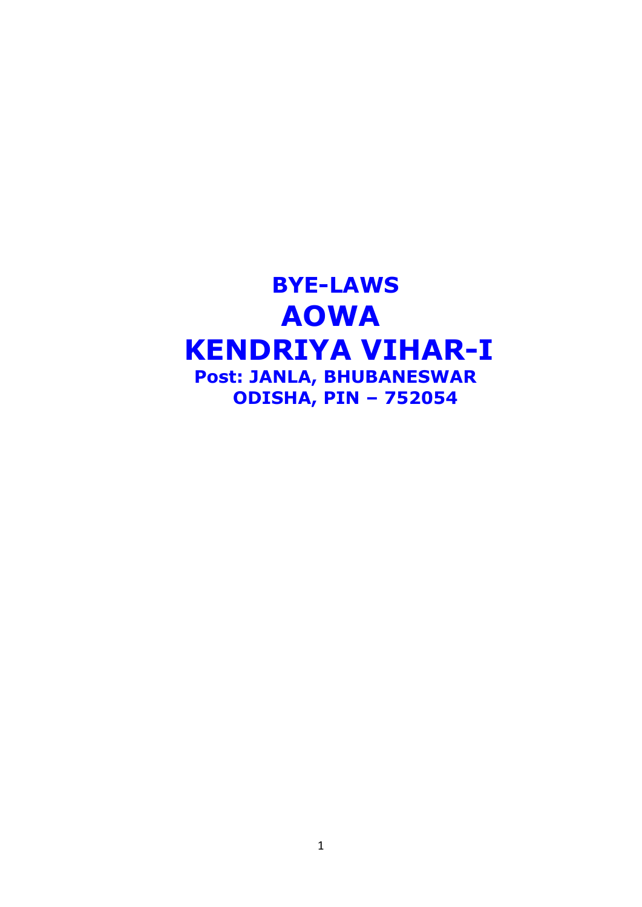# BYE-LAWS

# AOWA

# KENDRIYA VIHAR-I

**Post: JANLA, BHUBANESWAR**

**ODISHA, PIN – 752054**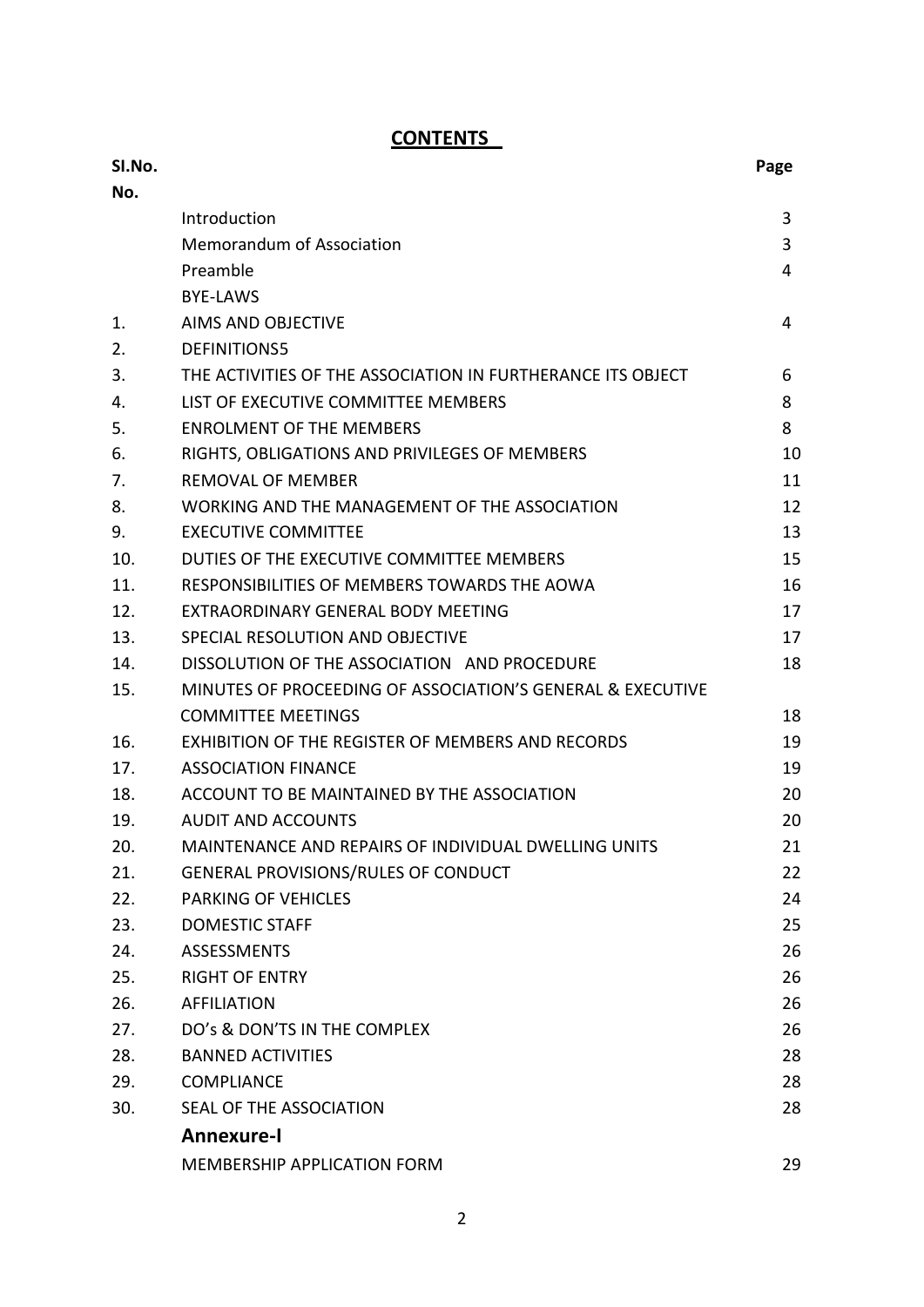## **CONTENTS**

| Sl.No. No. | | Page |
|---|---|---|
| | Introduction | 3 |
| | Memorandum of Association | 3 |
| | Preamble | 4 |
| | BYE-LAWS | |
| 1. | AIMS AND OBJECTIVE | 4 |
| 2. | DEFINITIONS5 | |
| 3. | THE ACTIVITIES OF THE ASSOCIATION IN FURTHERANCE ITS OBJECT | 6 |
| 4. | LIST OF EXECUTIVE COMMITTEE MEMBERS | 8 |
| 5. | ENROLMENT OF THE MEMBERS | 8 |
| 6. | RIGHTS, OBLIGATIONS AND PRIVILEGES OF MEMBERS | 10 |
| 7. | REMOVAL OF MEMBER | 11 |
| 8. | WORKING AND THE MANAGEMENT OF THE ASSOCIATION | 12 |
| 9. | EXECUTIVE COMMITTEE | 13 |
| 10. | DUTIES OF THE EXECUTIVE COMMITTEE MEMBERS | 15 |
| 11. | RESPONSIBILITIES OF MEMBERS TOWARDS THE AOWA | 16 |
| 12. | EXTRAORDINARY GENERAL BODY MEETING | 17 |
| 13. | SPECIAL RESOLUTION AND OBJECTIVE | 17 |
| 14. | DISSOLUTION OF THE ASSOCIATION AND PROCEDURE | 18 |
| 15. | MINUTES OF PROCEEDING OF ASSOCIATION'S GENERAL & EXECUTIVE COMMITTEE MEETINGS | 18 |
| 16. | EXHIBITION OF THE REGISTER OF MEMBERS AND RECORDS | 19 |
| 17. | ASSOCIATION FINANCE | 19 |
| 18. | ACCOUNT TO BE MAINTAINED BY THE ASSOCIATION | 20 |
| 19. | AUDIT AND ACCOUNTS | 20 |
| 20. | MAINTENANCE AND REPAIRS OF INDIVIDUAL DWELLING UNITS | 21 |
| 21. | GENERAL PROVISIONS/RULES OF CONDUCT | 22 |
| 22. | PARKING OF VEHICLES | 24 |
| 23. | DOMESTIC STAFF | 25 |
| 24. | ASSESSMENTS | 26 |
| 25. | RIGHT OF ENTRY | 26 |
| 26. | AFFILIATION | 26 |
| 27. | DO's & DON'TS IN THE COMPLEX | 26 |
| 28. | BANNED ACTIVITIES | 28 |
| 29. | COMPLIANCE | 28 |
| 30. | SEAL OF THE ASSOCIATION | 28 |
| | **Annexure-I** | |
| | MEMBERSHIP APPLICATION FORM | 29 |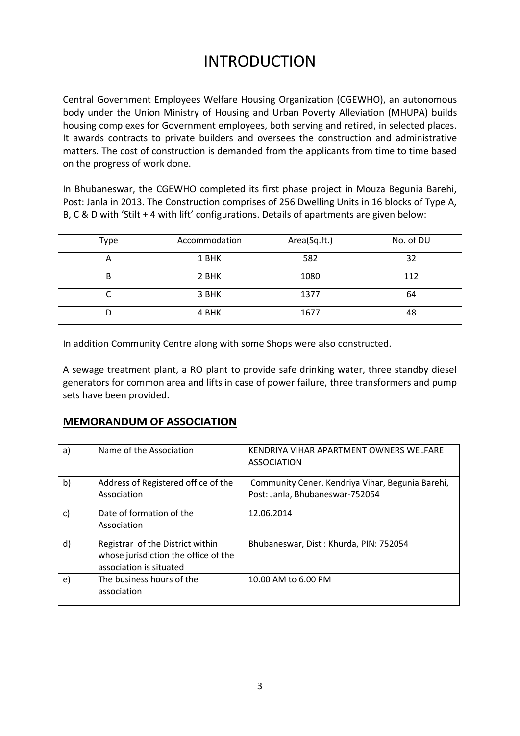# INTRODUCTION

Central Government Employees Welfare Housing Organization (CGEWHO), an autonomous body under the Union Ministry of Housing and Urban Poverty Alleviation (MHUPA) builds housing complexes for Government employees, both serving and retired, in selected places. It awards contracts to private builders and oversees the construction and administrative matters. The cost of construction is demanded from the applicants from time to time based on the progress of work done.

In Bhubaneswar, the CGEWHO completed its first phase project in Mouza Begunia Barehi, Post: Janla in 2013. The Construction comprises of 256 Dwelling Units in 16 blocks of Type A, B, C & D with 'Stilt + 4 with lift' configurations. Details of apartments are given below:

| Type | Accommodation | Area(Sq.ft.) | No. of DU |
|---|---|---|---|
| A | 1 BHK | 582 | 32 |
| B | 2 BHK | 1080 | 112 |
| C | 3 BHK | 1377 | 64 |
| D | 4 BHK | 1677 | 48 |

In addition Community Centre along with some Shops were also constructed.

A sewage treatment plant, a RO plant to provide safe drinking water, three standby diesel generators for common area and lifts in case of power failure, three transformers and pump sets have been provided.

## MEMORANDUM OF ASSOCIATION

| | | |
|---|---|---|
| a) | Name of the Association | KENDRIYA VIHAR APARTMENT OWNERS WELFARE ASSOCIATION |
| b) | Address of Registered office of the Association | Community Cener, Kendriya Vihar, Begunia Barehi, Post: Janla, Bhubaneswar-752054 |
| c) | Date of formation of the Association | 12.06.2014 |
| d) | Registrar of the District within whose jurisdiction the office of the association is situated | Bhubaneswar, Dist : Khurda, PIN: 752054 |
| e) | The business hours of the association | 10.00 AM to 6.00 PM |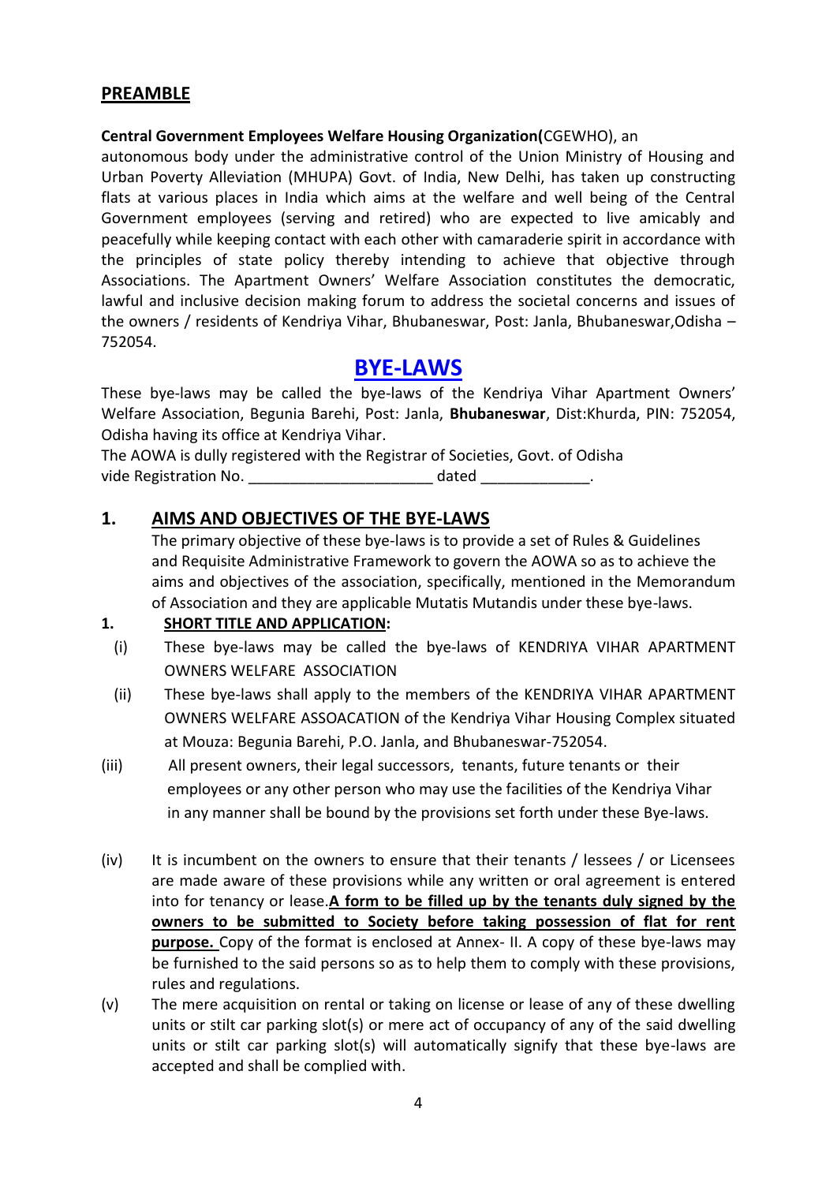## PREAMBLE

**Central Government Employees Welfare Housing Organization(**CGEWHO), an autonomous body under the administrative control of the Union Ministry of Housing and Urban Poverty Alleviation (MHUPA) Govt. of India, New Delhi, has taken up constructing flats at various places in India which aims at the welfare and well being of the Central Government employees (serving and retired) who are expected to live amicably and peacefully while keeping contact with each other with camaraderie spirit in accordance with the principles of state policy thereby intending to achieve that objective through Associations. The Apartment Owners' Welfare Association constitutes the democratic, lawful and inclusive decision making forum to address the societal concerns and issues of the owners / residents of Kendriya Vihar, Bhubaneswar, Post: Janla, Bhubaneswar,Odisha – 752054.

# BYE-LAWS

These bye-laws may be called the bye-laws of the Kendriya Vihar Apartment Owners' Welfare Association, Begunia Barehi, Post: Janla, **Bhubaneswar**, Dist:Khurda, PIN: 752054, Odisha having its office at Kendriya Vihar.

The AOWA is dully registered with the Registrar of Societies, Govt. of Odisha vide Registration No. ______________________ dated _____________.

## 1. AIMS AND OBJECTIVES OF THE BYE-LAWS

The primary objective of these bye-laws is to provide a set of Rules & Guidelines and Requisite Administrative Framework to govern the AOWA so as to achieve the aims and objectives of the association, specifically, mentioned in the Memorandum of Association and they are applicable Mutatis Mutandis under these bye-laws.

**1. SHORT TITLE AND APPLICATION:**

(i) These bye-laws may be called the bye-laws of KENDRIYA VIHAR APARTMENT OWNERS WELFARE ASSOCIATION

(ii) These bye-laws shall apply to the members of the KENDRIYA VIHAR APARTMENT OWNERS WELFARE ASSOACATION of the Kendriya Vihar Housing Complex situated at Mouza: Begunia Barehi, P.O. Janla, and Bhubaneswar-752054.

(iii) All present owners, their legal successors, tenants, future tenants or their employees or any other person who may use the facilities of the Kendriya Vihar in any manner shall be bound by the provisions set forth under these Bye-laws.

(iv) It is incumbent on the owners to ensure that their tenants / lessees / or Licensees are made aware of these provisions while any written or oral agreement is entered into for tenancy or lease.**A form to be filled up by the tenants duly signed by the owners to be submitted to Society before taking possession of flat for rent purpose.** Copy of the format is enclosed at Annex- II. A copy of these bye-laws may be furnished to the said persons so as to help them to comply with these provisions, rules and regulations.

(v) The mere acquisition on rental or taking on license or lease of any of these dwelling units or stilt car parking slot(s) or mere act of occupancy of any of the said dwelling units or stilt car parking slot(s) will automatically signify that these bye-laws are accepted and shall be complied with.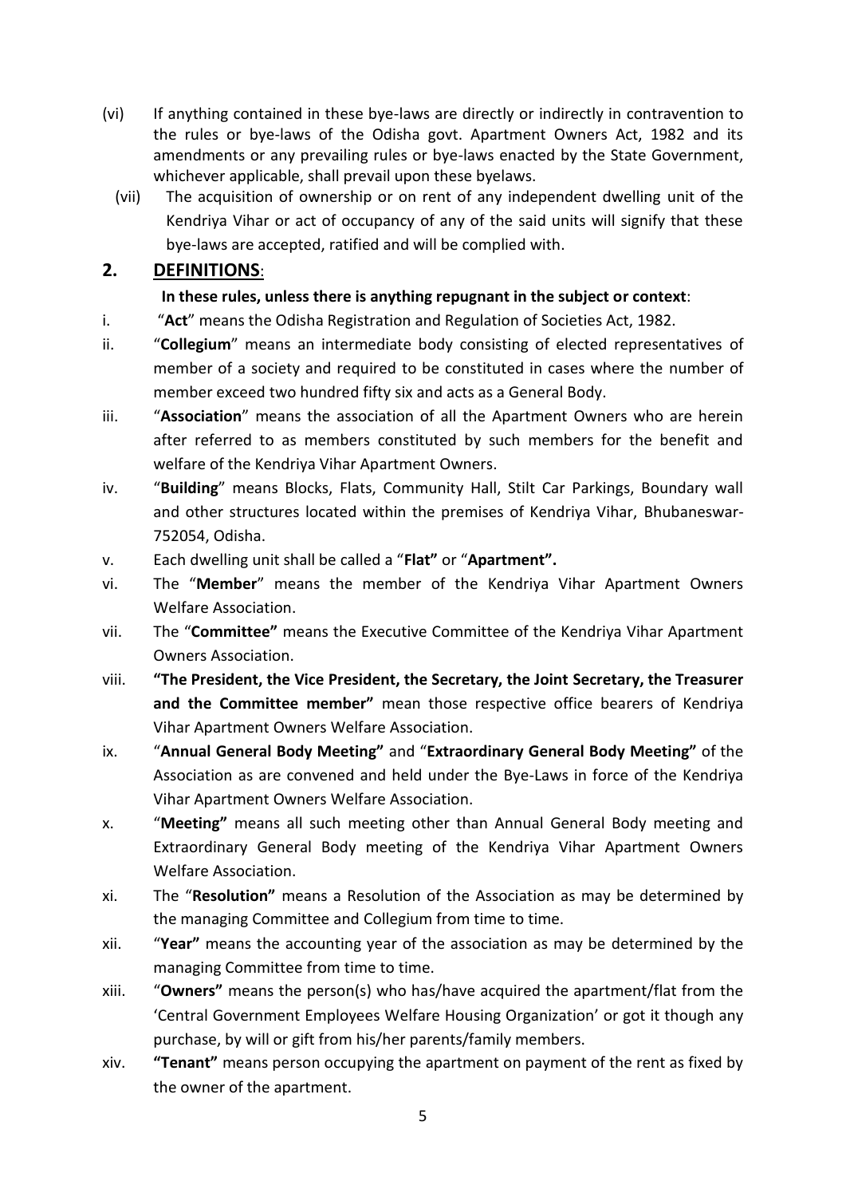(vi) If anything contained in these bye-laws are directly or indirectly in contravention to the rules or bye-laws of the Odisha govt. Apartment Owners Act, 1982 and its amendments or any prevailing rules or bye-laws enacted by the State Government, whichever applicable, shall prevail upon these byelaws.

(vii) The acquisition of ownership or on rent of any independent dwelling unit of the Kendriya Vihar or act of occupancy of any of the said units will signify that these bye-laws are accepted, ratified and will be complied with.

## 2. DEFINITIONS:

**In these rules, unless there is anything repugnant in the subject or context**:

i. "**Act**" means the Odisha Registration and Regulation of Societies Act, 1982.

ii. "**Collegium**" means an intermediate body consisting of elected representatives of member of a society and required to be constituted in cases where the number of member exceed two hundred fifty six and acts as a General Body.

iii. "**Association**" means the association of all the Apartment Owners who are herein after referred to as members constituted by such members for the benefit and welfare of the Kendriya Vihar Apartment Owners.

iv. "**Building**" means Blocks, Flats, Community Hall, Stilt Car Parkings, Boundary wall and other structures located within the premises of Kendriya Vihar, Bhubaneswar-752054, Odisha.

v. Each dwelling unit shall be called a "**Flat"** or "**Apartment".**

vi. The "**Member**" means the member of the Kendriya Vihar Apartment Owners Welfare Association.

vii. The "**Committee"** means the Executive Committee of the Kendriya Vihar Apartment Owners Association.

viii. **"The President, the Vice President, the Secretary, the Joint Secretary, the Treasurer and the Committee member"** mean those respective office bearers of Kendriya Vihar Apartment Owners Welfare Association.

ix. "**Annual General Body Meeting"** and "**Extraordinary General Body Meeting"** of the Association as are convened and held under the Bye-Laws in force of the Kendriya Vihar Apartment Owners Welfare Association.

x. "**Meeting"** means all such meeting other than Annual General Body meeting and Extraordinary General Body meeting of the Kendriya Vihar Apartment Owners Welfare Association.

xi. The "**Resolution"** means a Resolution of the Association as may be determined by the managing Committee and Collegium from time to time.

xii. "**Year"** means the accounting year of the association as may be determined by the managing Committee from time to time.

xiii. "**Owners"** means the person(s) who has/have acquired the apartment/flat from the 'Central Government Employees Welfare Housing Organization' or got it though any purchase, by will or gift from his/her parents/family members.

xiv. **"Tenant"** means person occupying the apartment on payment of the rent as fixed by the owner of the apartment.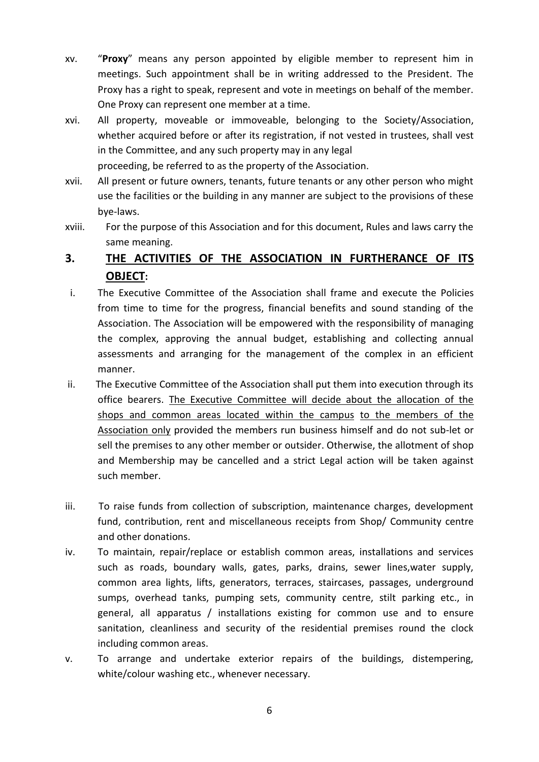xv. "**Proxy**" means any person appointed by eligible member to represent him in meetings. Such appointment shall be in writing addressed to the President. The Proxy has a right to speak, represent and vote in meetings on behalf of the member. One Proxy can represent one member at a time.

xvi. All property, moveable or immoveable, belonging to the Society/Association, whether acquired before or after its registration, if not vested in trustees, shall vest in the Committee, and any such property may in any legal proceeding, be referred to as the property of the Association.

xvii. All present or future owners, tenants, future tenants or any other person who might use the facilities or the building in any manner are subject to the provisions of these bye-laws.

xviii. For the purpose of this Association and for this document, Rules and laws carry the same meaning.

## 3. <u>THE ACTIVITIES OF THE ASSOCIATION IN FURTHERANCE OF ITS OBJECT</u>:

i. The Executive Committee of the Association shall frame and execute the Policies from time to time for the progress, financial benefits and sound standing of the Association. The Association will be empowered with the responsibility of managing the complex, approving the annual budget, establishing and collecting annual assessments and arranging for the management of the complex in an efficient manner.

ii. The Executive Committee of the Association shall put them into execution through its office bearers. <u>The Executive Committee will decide about the allocation of the shops and common areas located within the campus</u> <u>to the members of the Association only</u> provided the members run business himself and do not sub-let or sell the premises to any other member or outsider. Otherwise, the allotment of shop and Membership may be cancelled and a strict Legal action will be taken against such member.

iii. To raise funds from collection of subscription, maintenance charges, development fund, contribution, rent and miscellaneous receipts from Shop/ Community centre and other donations.

iv. To maintain, repair/replace or establish common areas, installations and services such as roads, boundary walls, gates, parks, drains, sewer lines,water supply, common area lights, lifts, generators, terraces, staircases, passages, underground sumps, overhead tanks, pumping sets, community centre, stilt parking etc., in general, all apparatus / installations existing for common use and to ensure sanitation, cleanliness and security of the residential premises round the clock including common areas.

v. To arrange and undertake exterior repairs of the buildings, distempering, white/colour washing etc., whenever necessary.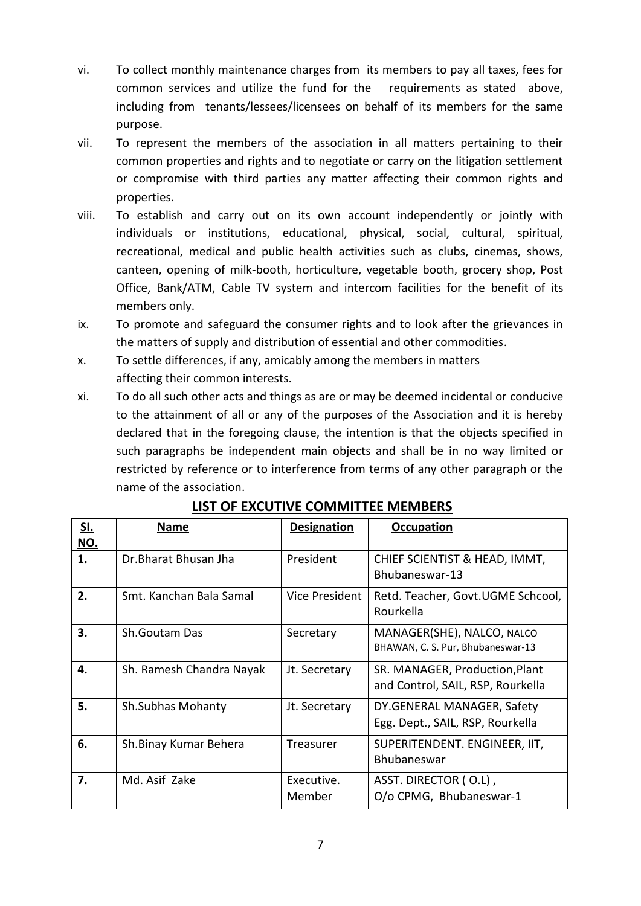vi. To collect monthly maintenance charges from its members to pay all taxes, fees for common services and utilize the fund for the requirements as stated above, including from tenants/lessees/licensees on behalf of its members for the same purpose.

vii. To represent the members of the association in all matters pertaining to their common properties and rights and to negotiate or carry on the litigation settlement or compromise with third parties any matter affecting their common rights and properties.

viii. To establish and carry out on its own account independently or jointly with individuals or institutions, educational, physical, social, cultural, spiritual, recreational, medical and public health activities such as clubs, cinemas, shows, canteen, opening of milk-booth, horticulture, vegetable booth, grocery shop, Post Office, Bank/ATM, Cable TV system and intercom facilities for the benefit of its members only.

ix. To promote and safeguard the consumer rights and to look after the grievances in the matters of supply and distribution of essential and other commodities.

x. To settle differences, if any, amicably among the members in matters affecting their common interests.

xi. To do all such other acts and things as are or may be deemed incidental or conducive to the attainment of all or any of the purposes of the Association and it is hereby declared that in the foregoing clause, the intention is that the objects specified in such paragraphs be independent main objects and shall be in no way limited or restricted by reference or to interference from terms of any other paragraph or the name of the association.

## LIST OF EXCUTIVE COMMITTEE MEMBERS

| Sl. NO. | Name | Designation | Occupation |
|---|---|---|---|
| 1. | Dr.Bharat Bhusan Jha | President | CHIEF SCIENTIST & HEAD, IMMT, Bhubaneswar-13 |
| 2. | Smt. Kanchan Bala Samal | Vice President | Retd. Teacher, Govt.UGME Schcool, Rourkella |
| 3. | Sh.Goutam Das | Secretary | MANAGER(SHE), NALCO, NALCO BHAWAN, C. S. Pur, Bhubaneswar-13 |
| 4. | Sh. Ramesh Chandra Nayak | Jt. Secretary | SR. MANAGER, Production,Plant and Control, SAIL, RSP, Rourkella |
| 5. | Sh.Subhas Mohanty | Jt. Secretary | DY.GENERAL MANAGER, Safety Egg. Dept., SAIL, RSP, Rourkella |
| 6. | Sh.Binay Kumar Behera | Treasurer | SUPERITENDENT. ENGINEER, IIT, Bhubaneswar |
| 7. | Md. Asif Zake | Executive. Member | ASST. DIRECTOR ( O.L) , O/o CPMG, Bhubaneswar-1 |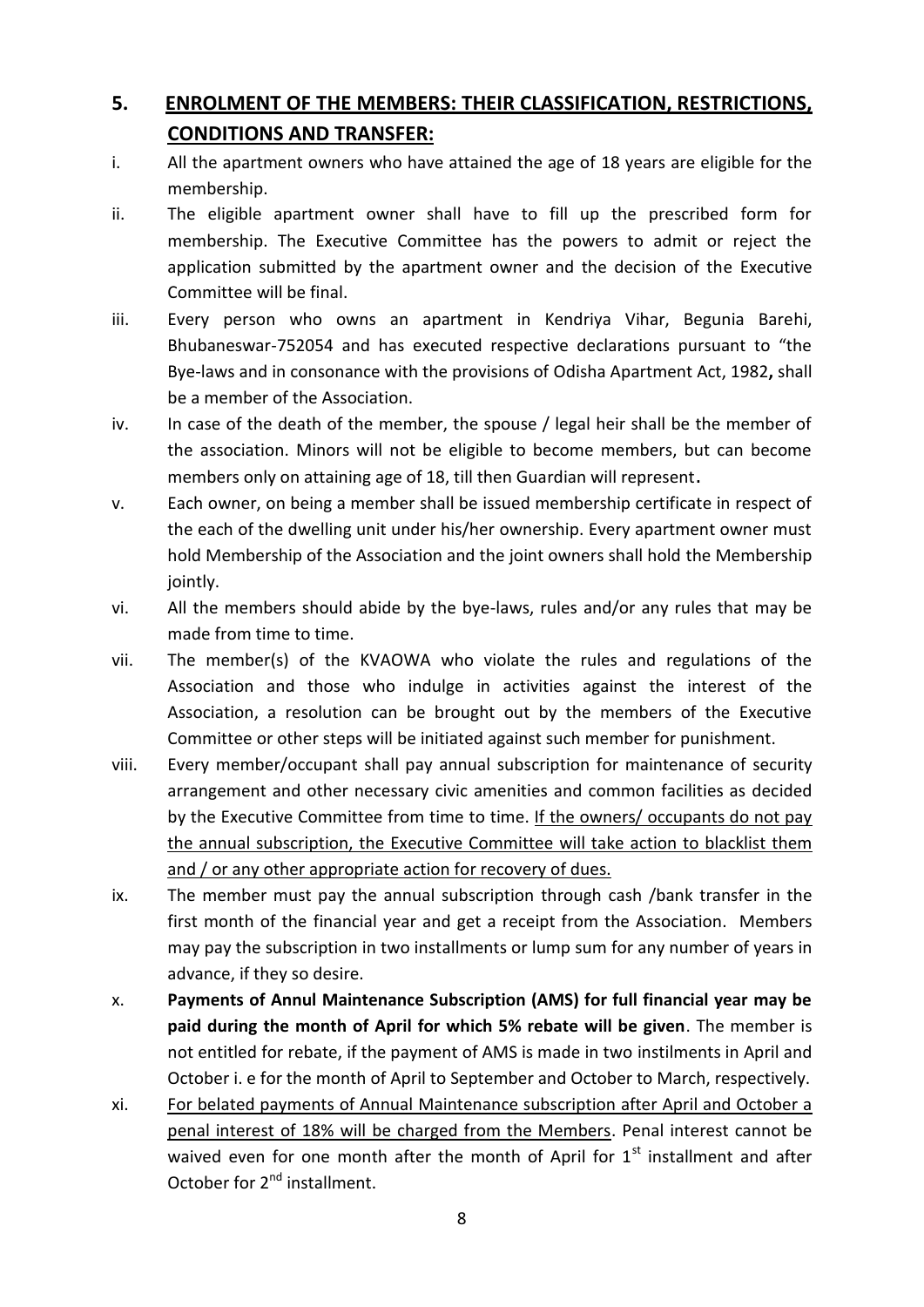## 5. <u>ENROLMENT OF THE MEMBERS: THEIR CLASSIFICATION, RESTRICTIONS, CONDITIONS AND TRANSFER:</u>

i. All the apartment owners who have attained the age of 18 years are eligible for the membership.

ii. The eligible apartment owner shall have to fill up the prescribed form for membership. The Executive Committee has the powers to admit or reject the application submitted by the apartment owner and the decision of the Executive Committee will be final.

iii. Every person who owns an apartment in Kendriya Vihar, Begunia Barehi, Bhubaneswar-752054 and has executed respective declarations pursuant to "the Bye-laws and in consonance with the provisions of Odisha Apartment Act, 1982**,** shall be a member of the Association.

iv. In case of the death of the member, the spouse / legal heir shall be the member of the association. Minors will not be eligible to become members, but can become members only on attaining age of 18, till then Guardian will represent**.**

v. Each owner, on being a member shall be issued membership certificate in respect of the each of the dwelling unit under his/her ownership. Every apartment owner must hold Membership of the Association and the joint owners shall hold the Membership jointly.

vi. All the members should abide by the bye-laws, rules and/or any rules that may be made from time to time.

vii. The member(s) of the KVAOWA who violate the rules and regulations of the Association and those who indulge in activities against the interest of the Association, a resolution can be brought out by the members of the Executive Committee or other steps will be initiated against such member for punishment.

viii. Every member/occupant shall pay annual subscription for maintenance of security arrangement and other necessary civic amenities and common facilities as decided by the Executive Committee from time to time. <u>If the owners/ occupants do not pay the annual subscription, the Executive Committee will take action to blacklist them and / or any other appropriate action for recovery of dues.</u>

ix. The member must pay the annual subscription through cash /bank transfer in the first month of the financial year and get a receipt from the Association. Members may pay the subscription in two installments or lump sum for any number of years in advance, if they so desire.

x. **Payments of Annul Maintenance Subscription (AMS) for full financial year may be paid during the month of April for which 5% rebate will be given**. The member is not entitled for rebate, if the payment of AMS is made in two instilments in April and October i. e for the month of April to September and October to March, respectively.

xi. <u>For belated payments of Annual Maintenance subscription after April and October a penal interest of 18% will be charged from the Members</u>. Penal interest cannot be waived even for one month after the month of April for 1st installment and after October for 2nd installment.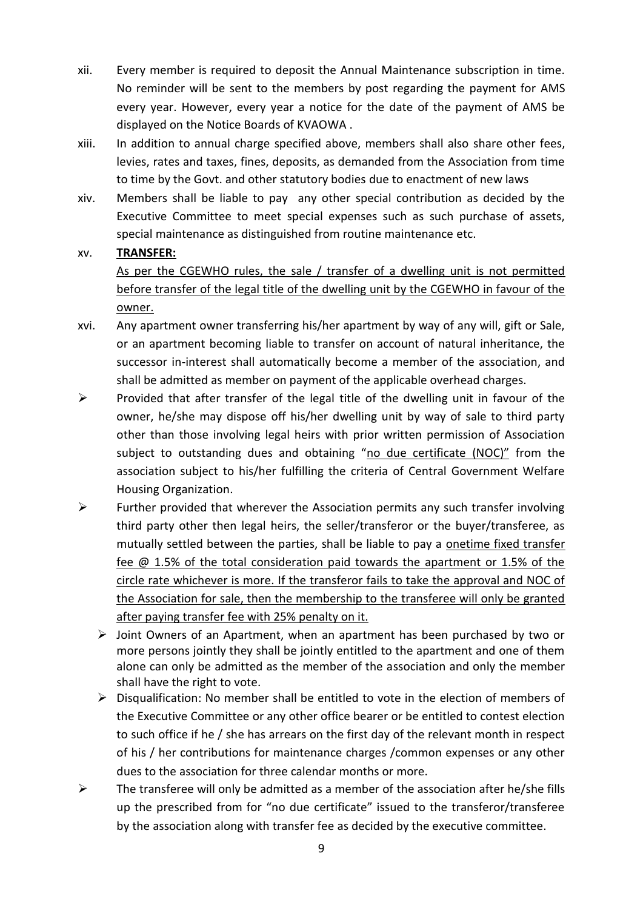xii. Every member is required to deposit the Annual Maintenance subscription in time. No reminder will be sent to the members by post regarding the payment for AMS every year. However, every year a notice for the date of the payment of AMS be displayed on the Notice Boards of KVAOWA .

xiii. In addition to annual charge specified above, members shall also share other fees, levies, rates and taxes, fines, deposits, as demanded from the Association from time to time by the Govt. and other statutory bodies due to enactment of new laws

xiv. Members shall be liable to pay any other special contribution as decided by the Executive Committee to meet special expenses such as such purchase of assets, special maintenance as distinguished from routine maintenance etc.

xv. **TRANSFER:**

<u>As per the CGEWHO rules, the sale / transfer of a dwelling unit is not permitted before transfer of the legal title of the dwelling unit by the CGEWHO in favour of the owner.</u>

xvi. Any apartment owner transferring his/her apartment by way of any will, gift or Sale, or an apartment becoming liable to transfer on account of natural inheritance, the successor in-interest shall automatically become a member of the association, and shall be admitted as member on payment of the applicable overhead charges.

- Provided that after transfer of the legal title of the dwelling unit in favour of the owner, he/she may dispose off his/her dwelling unit by way of sale to third party other than those involving legal heirs with prior written permission of Association subject to outstanding dues and obtaining "<u>no due certificate (NOC)</u>" from the association subject to his/her fulfilling the criteria of Central Government Welfare Housing Organization.
- Further provided that wherever the Association permits any such transfer involving third party other then legal heirs, the seller/transferor or the buyer/transferee, as mutually settled between the parties, shall be liable to pay a <u>onetime fixed transfer fee @ 1.5% of the total consideration paid towards the apartment or 1.5% of the circle rate whichever is more. If the transferor fails to take the approval and NOC of the Association for sale, then the membership to the transferee will only be granted after paying transfer fee with 25% penalty on it.</u>
  - Joint Owners of an Apartment, when an apartment has been purchased by two or more persons jointly they shall be jointly entitled to the apartment and one of them alone can only be admitted as the member of the association and only the member shall have the right to vote.
  - Disqualification: No member shall be entitled to vote in the election of members of the Executive Committee or any other office bearer or be entitled to contest election to such office if he / she has arrears on the first day of the relevant month in respect of his / her contributions for maintenance charges /common expenses or any other dues to the association for three calendar months or more.
- The transferee will only be admitted as a member of the association after he/she fills up the prescribed from for "no due certificate" issued to the transferor/transferee by the association along with transfer fee as decided by the executive committee.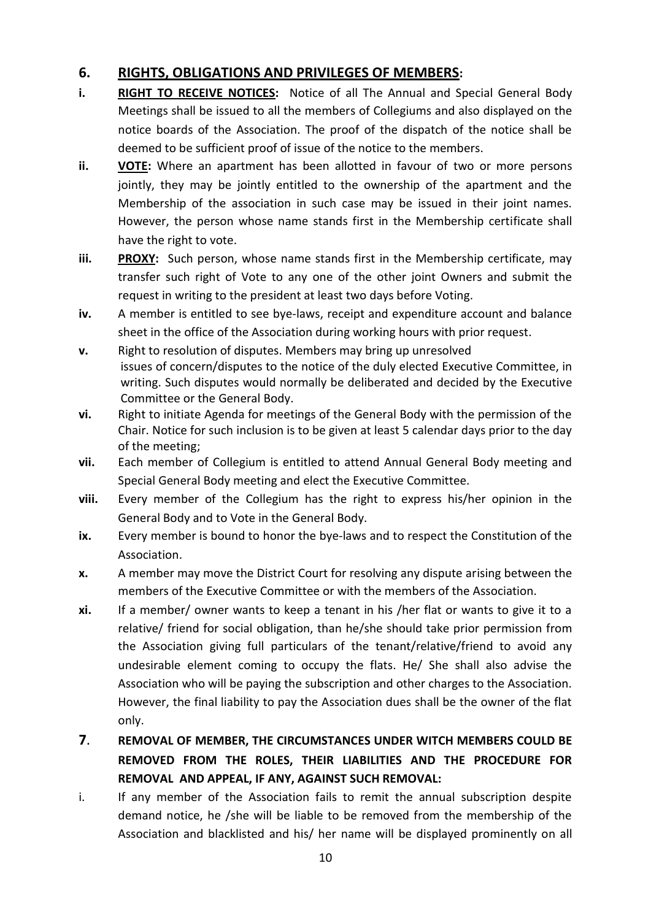## 6. RIGHTS, OBLIGATIONS AND PRIVILEGES OF MEMBERS:

**i.** **RIGHT TO RECEIVE NOTICES:** Notice of all The Annual and Special General Body Meetings shall be issued to all the members of Collegiums and also displayed on the notice boards of the Association. The proof of the dispatch of the notice shall be deemed to be sufficient proof of issue of the notice to the members.

**ii.** **VOTE:** Where an apartment has been allotted in favour of two or more persons jointly, they may be jointly entitled to the ownership of the apartment and the Membership of the association in such case may be issued in their joint names. However, the person whose name stands first in the Membership certificate shall have the right to vote.

**iii.** **PROXY:** Such person, whose name stands first in the Membership certificate, may transfer such right of Vote to any one of the other joint Owners and submit the request in writing to the president at least two days before Voting.

**iv.** A member is entitled to see bye-laws, receipt and expenditure account and balance sheet in the office of the Association during working hours with prior request.

**v.** Right to resolution of disputes. Members may bring up unresolved issues of concern/disputes to the notice of the duly elected Executive Committee, in writing. Such disputes would normally be deliberated and decided by the Executive Committee or the General Body.

**vi.** Right to initiate Agenda for meetings of the General Body with the permission of the Chair. Notice for such inclusion is to be given at least 5 calendar days prior to the day of the meeting;

**vii.** Each member of Collegium is entitled to attend Annual General Body meeting and Special General Body meeting and elect the Executive Committee.

**viii.** Every member of the Collegium has the right to express his/her opinion in the General Body and to Vote in the General Body.

**ix.** Every member is bound to honor the bye-laws and to respect the Constitution of the Association.

**x.** A member may move the District Court for resolving any dispute arising between the members of the Executive Committee or with the members of the Association.

**xi.** If a member/ owner wants to keep a tenant in his /her flat or wants to give it to a relative/ friend for social obligation, than he/she should take prior permission from the Association giving full particulars of the tenant/relative/friend to avoid any undesirable element coming to occupy the flats. He/ She shall also advise the Association who will be paying the subscription and other charges to the Association. However, the final liability to pay the Association dues shall be the owner of the flat only.

## 7. REMOVAL OF MEMBER, THE CIRCUMSTANCES UNDER WITCH MEMBERS COULD BE REMOVED FROM THE ROLES, THEIR LIABILITIES AND THE PROCEDURE FOR REMOVAL AND APPEAL, IF ANY, AGAINST SUCH REMOVAL:

i. If any member of the Association fails to remit the annual subscription despite demand notice, he /she will be liable to be removed from the membership of the Association and blacklisted and his/ her name will be displayed prominently on all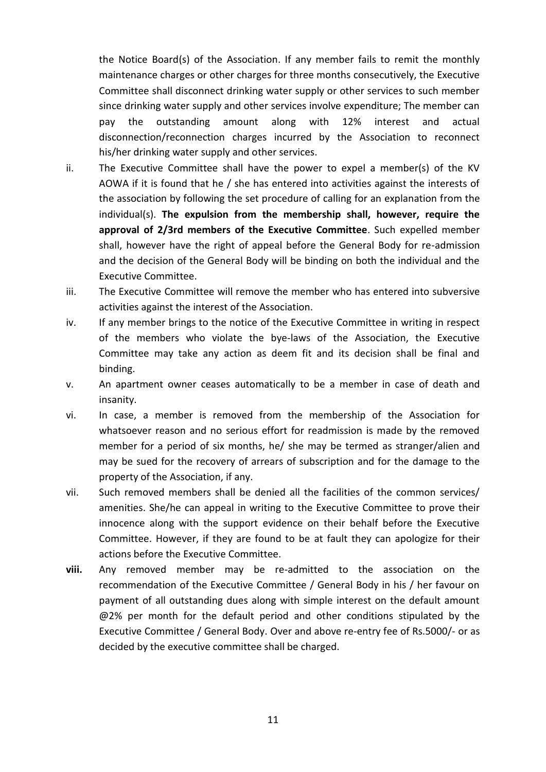the Notice Board(s) of the Association. If any member fails to remit the monthly maintenance charges or other charges for three months consecutively, the Executive Committee shall disconnect drinking water supply or other services to such member since drinking water supply and other services involve expenditure; The member can pay the outstanding amount along with 12% interest and actual disconnection/reconnection charges incurred by the Association to reconnect his/her drinking water supply and other services.

ii. The Executive Committee shall have the power to expel a member(s) of the KV AOWA if it is found that he / she has entered into activities against the interests of the association by following the set procedure of calling for an explanation from the individual(s). **The expulsion from the membership shall, however, require the approval of 2/3rd members of the Executive Committee**. Such expelled member shall, however have the right of appeal before the General Body for re-admission and the decision of the General Body will be binding on both the individual and the Executive Committee.

iii. The Executive Committee will remove the member who has entered into subversive activities against the interest of the Association.

iv. If any member brings to the notice of the Executive Committee in writing in respect of the members who violate the bye-laws of the Association, the Executive Committee may take any action as deem fit and its decision shall be final and binding.

v. An apartment owner ceases automatically to be a member in case of death and insanity.

vi. In case, a member is removed from the membership of the Association for whatsoever reason and no serious effort for readmission is made by the removed member for a period of six months, he/ she may be termed as stranger/alien and may be sued for the recovery of arrears of subscription and for the damage to the property of the Association, if any.

vii. Such removed members shall be denied all the facilities of the common services/ amenities. She/he can appeal in writing to the Executive Committee to prove their innocence along with the support evidence on their behalf before the Executive Committee. However, if they are found to be at fault they can apologize for their actions before the Executive Committee.

**viii.** Any removed member may be re-admitted to the association on the recommendation of the Executive Committee / General Body in his / her favour on payment of all outstanding dues along with simple interest on the default amount @2% per month for the default period and other conditions stipulated by the Executive Committee / General Body. Over and above re-entry fee of Rs.5000/- or as decided by the executive committee shall be charged.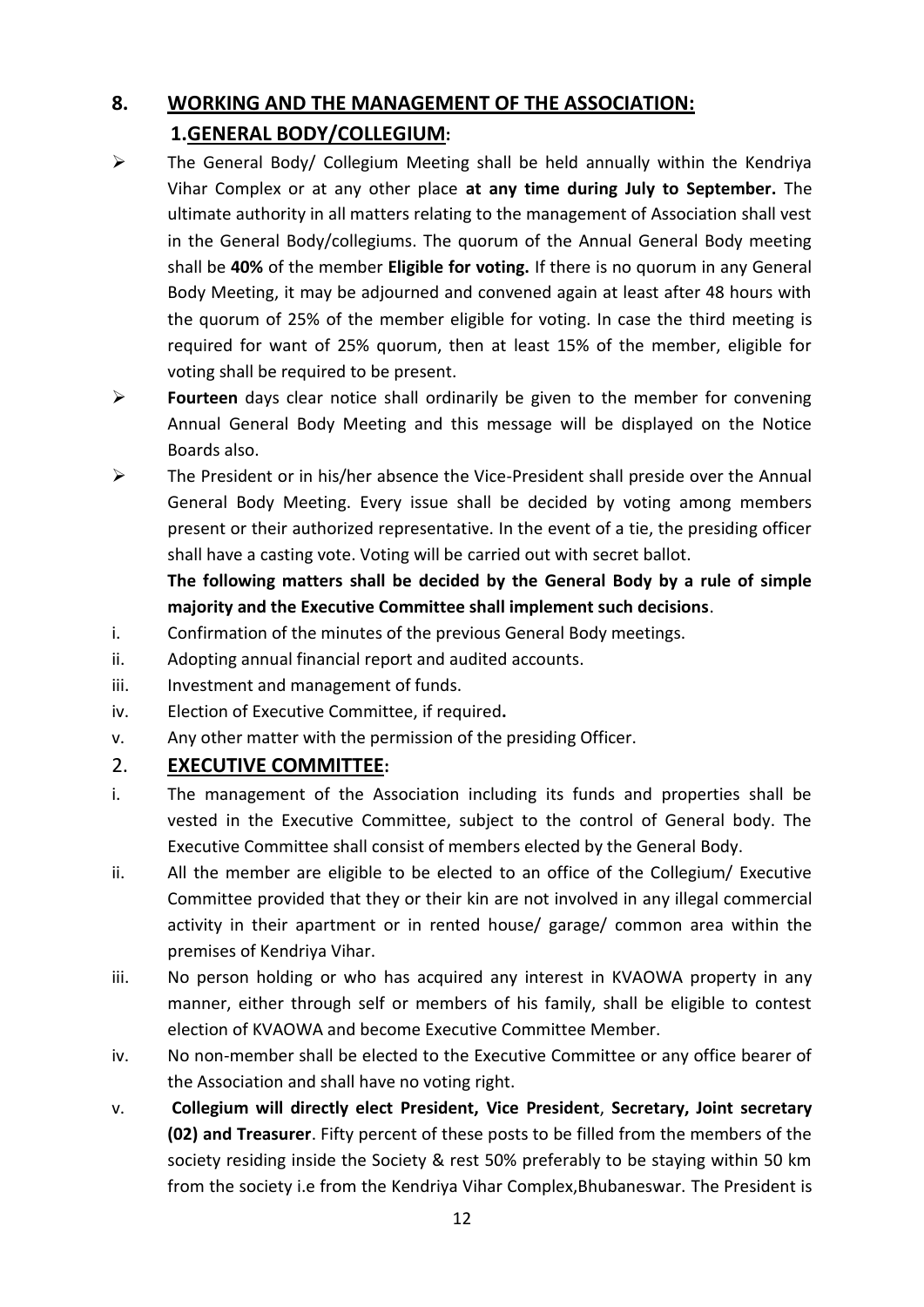## 8. WORKING AND THE MANAGEMENT OF THE ASSOCIATION:

### 1. GENERAL BODY/COLLEGIUM:

- The General Body/ Collegium Meeting shall be held annually within the Kendriya Vihar Complex or at any other place **at any time during July to September.** The ultimate authority in all matters relating to the management of Association shall vest in the General Body/collegiums. The quorum of the Annual General Body meeting shall be **40%** of the member **Eligible for voting.** If there is no quorum in any General Body Meeting, it may be adjourned and convened again at least after 48 hours with the quorum of 25% of the member eligible for voting. In case the third meeting is required for want of 25% quorum, then at least 15% of the member, eligible for voting shall be required to be present.
- **Fourteen** days clear notice shall ordinarily be given to the member for convening Annual General Body Meeting and this message will be displayed on the Notice Boards also.
- The President or in his/her absence the Vice-President shall preside over the Annual General Body Meeting. Every issue shall be decided by voting among members present or their authorized representative. In the event of a tie, the presiding officer shall have a casting vote. Voting will be carried out with secret ballot.

  **The following matters shall be decided by the General Body by a rule of simple majority and the Executive Committee shall implement such decisions**.

i. Confirmation of the minutes of the previous General Body meetings.

ii. Adopting annual financial report and audited accounts.

iii. Investment and management of funds.

iv. Election of Executive Committee, if required**.**

v. Any other matter with the permission of the presiding Officer.

### 2. EXECUTIVE COMMITTEE:

i. The management of the Association including its funds and properties shall be vested in the Executive Committee, subject to the control of General body. The Executive Committee shall consist of members elected by the General Body.

ii. All the member are eligible to be elected to an office of the Collegium/ Executive Committee provided that they or their kin are not involved in any illegal commercial activity in their apartment or in rented house/ garage/ common area within the premises of Kendriya Vihar.

iii. No person holding or who has acquired any interest in KVAOWA property in any manner, either through self or members of his family, shall be eligible to contest election of KVAOWA and become Executive Committee Member.

iv. No non-member shall be elected to the Executive Committee or any office bearer of the Association and shall have no voting right.

v. **Collegium will directly elect President, Vice President**, **Secretary, Joint secretary (02) and Treasurer**. Fifty percent of these posts to be filled from the members of the society residing inside the Society & rest 50% preferably to be staying within 50 km from the society i.e from the Kendriya Vihar Complex,Bhubaneswar. The President is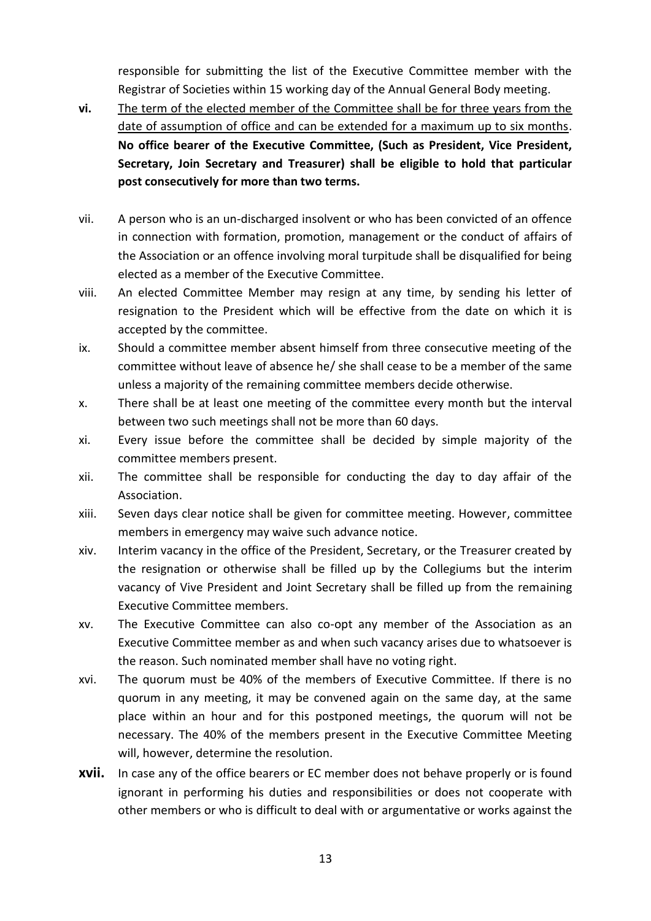responsible for submitting the list of the Executive Committee member with the Registrar of Societies within 15 working day of the Annual General Body meeting.

**vi.** <u>The term of the elected member of the Committee shall be for three years from the date of assumption of office and can be extended for a maximum up to six months</u>. **No office bearer of the Executive Committee, (Such as President, Vice President, Secretary, Join Secretary and Treasurer) shall be eligible to hold that particular post consecutively for more than two terms.**

vii. A person who is an un-discharged insolvent or who has been convicted of an offence in connection with formation, promotion, management or the conduct of affairs of the Association or an offence involving moral turpitude shall be disqualified for being elected as a member of the Executive Committee.

viii. An elected Committee Member may resign at any time, by sending his letter of resignation to the President which will be effective from the date on which it is accepted by the committee.

ix. Should a committee member absent himself from three consecutive meeting of the committee without leave of absence he/ she shall cease to be a member of the same unless a majority of the remaining committee members decide otherwise.

x. There shall be at least one meeting of the committee every month but the interval between two such meetings shall not be more than 60 days.

xi. Every issue before the committee shall be decided by simple majority of the committee members present.

xii. The committee shall be responsible for conducting the day to day affair of the Association.

xiii. Seven days clear notice shall be given for committee meeting. However, committee members in emergency may waive such advance notice.

xiv. Interim vacancy in the office of the President, Secretary, or the Treasurer created by the resignation or otherwise shall be filled up by the Collegiums but the interim vacancy of Vive President and Joint Secretary shall be filled up from the remaining Executive Committee members.

xv. The Executive Committee can also co-opt any member of the Association as an Executive Committee member as and when such vacancy arises due to whatsoever is the reason. Such nominated member shall have no voting right.

xvi. The quorum must be 40% of the members of Executive Committee. If there is no quorum in any meeting, it may be convened again on the same day, at the same place within an hour and for this postponed meetings, the quorum will not be necessary. The 40% of the members present in the Executive Committee Meeting will, however, determine the resolution.

**xvii.** In case any of the office bearers or EC member does not behave properly or is found ignorant in performing his duties and responsibilities or does not cooperate with other members or who is difficult to deal with or argumentative or works against the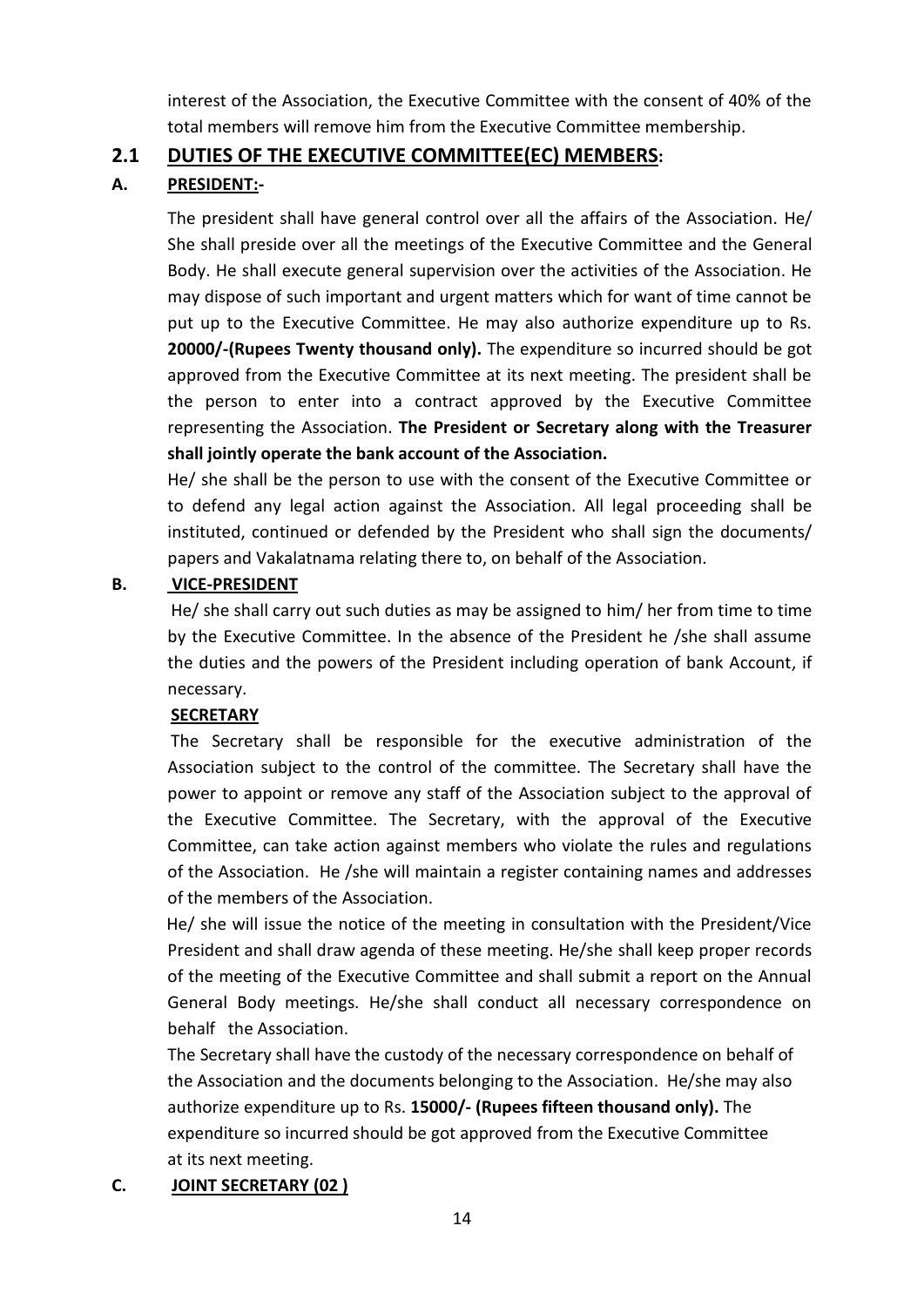interest of the Association, the Executive Committee with the consent of 40% of the total members will remove him from the Executive Committee membership.

## 2.1 DUTIES OF THE EXECUTIVE COMMITTEE(EC) MEMBERS:

### A. PRESIDENT:-

The president shall have general control over all the affairs of the Association. He/ She shall preside over all the meetings of the Executive Committee and the General Body. He shall execute general supervision over the activities of the Association. He may dispose of such important and urgent matters which for want of time cannot be put up to the Executive Committee. He may also authorize expenditure up to Rs. **20000/-(Rupees Twenty thousand only).** The expenditure so incurred should be got approved from the Executive Committee at its next meeting. The president shall be the person to enter into a contract approved by the Executive Committee representing the Association. **The President or Secretary along with the Treasurer shall jointly operate the bank account of the Association.**

He/ she shall be the person to use with the consent of the Executive Committee or to defend any legal action against the Association. All legal proceeding shall be instituted, continued or defended by the President who shall sign the documents/ papers and Vakalatnama relating there to, on behalf of the Association.

### B. VICE-PRESIDENT

He/ she shall carry out such duties as may be assigned to him/ her from time to time by the Executive Committee. In the absence of the President he /she shall assume the duties and the powers of the President including operation of bank Account, if necessary.

#### SECRETARY

The Secretary shall be responsible for the executive administration of the Association subject to the control of the committee. The Secretary shall have the power to appoint or remove any staff of the Association subject to the approval of the Executive Committee. The Secretary, with the approval of the Executive Committee, can take action against members who violate the rules and regulations of the Association. He /she will maintain a register containing names and addresses of the members of the Association.

He/ she will issue the notice of the meeting in consultation with the President/Vice President and shall draw agenda of these meeting. He/she shall keep proper records of the meeting of the Executive Committee and shall submit a report on the Annual General Body meetings. He/she shall conduct all necessary correspondence on behalf the Association.

The Secretary shall have the custody of the necessary correspondence on behalf of the Association and the documents belonging to the Association. He/she may also authorize expenditure up to Rs. **15000/- (Rupees fifteen thousand only).** The expenditure so incurred should be got approved from the Executive Committee at its next meeting.

### C. JOINT SECRETARY (02 )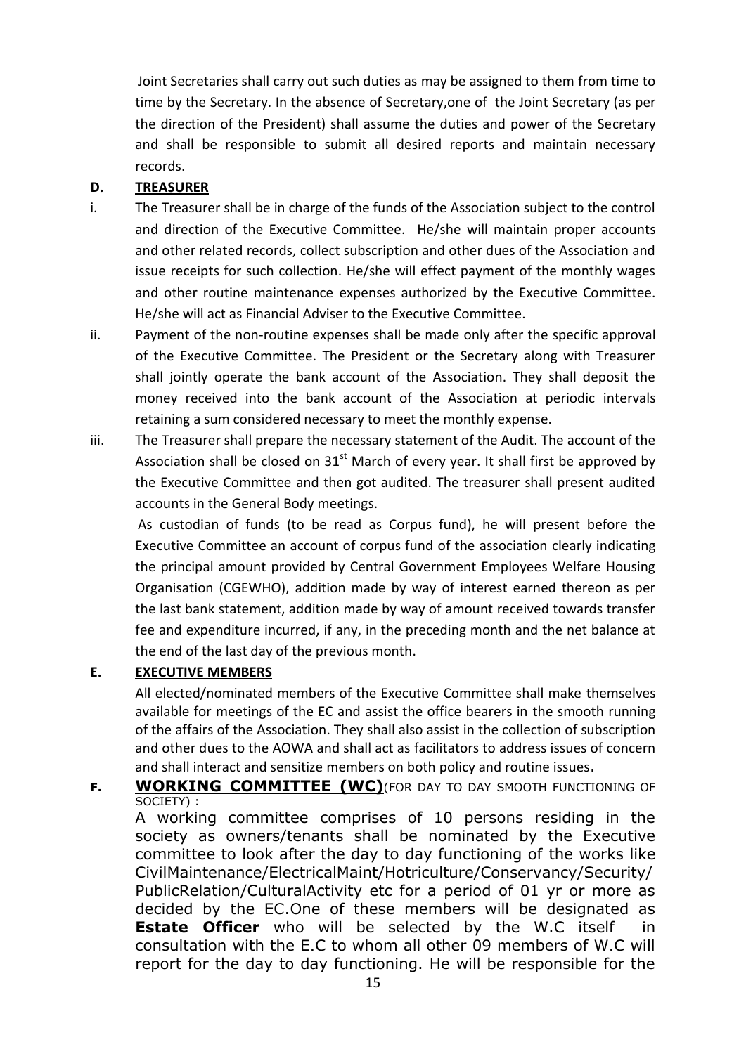Joint Secretaries shall carry out such duties as may be assigned to them from time to time by the Secretary. In the absence of Secretary,one of the Joint Secretary (as per the direction of the President) shall assume the duties and power of the Secretary and shall be responsible to submit all desired reports and maintain necessary records.

**D. TREASURER**

i. The Treasurer shall be in charge of the funds of the Association subject to the control and direction of the Executive Committee. He/she will maintain proper accounts and other related records, collect subscription and other dues of the Association and issue receipts for such collection. He/she will effect payment of the monthly wages and other routine maintenance expenses authorized by the Executive Committee. He/she will act as Financial Adviser to the Executive Committee.

ii. Payment of the non-routine expenses shall be made only after the specific approval of the Executive Committee. The President or the Secretary along with Treasurer shall jointly operate the bank account of the Association. They shall deposit the money received into the bank account of the Association at periodic intervals retaining a sum considered necessary to meet the monthly expense.

iii. The Treasurer shall prepare the necessary statement of the Audit. The account of the Association shall be closed on 31st March of every year. It shall first be approved by the Executive Committee and then got audited. The treasurer shall present audited accounts in the General Body meetings.

As custodian of funds (to be read as Corpus fund), he will present before the Executive Committee an account of corpus fund of the association clearly indicating the principal amount provided by Central Government Employees Welfare Housing Organisation (CGEWHO), addition made by way of interest earned thereon as per the last bank statement, addition made by way of amount received towards transfer fee and expenditure incurred, if any, in the preceding month and the net balance at the end of the last day of the previous month.

**E. EXECUTIVE MEMBERS**

All elected/nominated members of the Executive Committee shall make themselves available for meetings of the EC and assist the office bearers in the smooth running of the affairs of the Association. They shall also assist in the collection of subscription and other dues to the AOWA and shall act as facilitators to address issues of concern and shall interact and sensitize members on both policy and routine issues.

**F. WORKING COMMITTEE (WC)** (FOR DAY TO DAY SMOOTH FUNCTIONING OF SOCIETY) :

A working committee comprises of 10 persons residing in the society as owners/tenants shall be nominated by the Executive committee to look after the day to day functioning of the works like CivilMaintenance/ElectricalMaint/Hotriculture/Conservancy/Security/PublicRelation/CulturalActivity etc for a period of 01 yr or more as decided by the EC.One of these members will be designated as **Estate Officer** who will be selected by the W.C itself in consultation with the E.C to whom all other 09 members of W.C will report for the day to day functioning. He will be responsible for the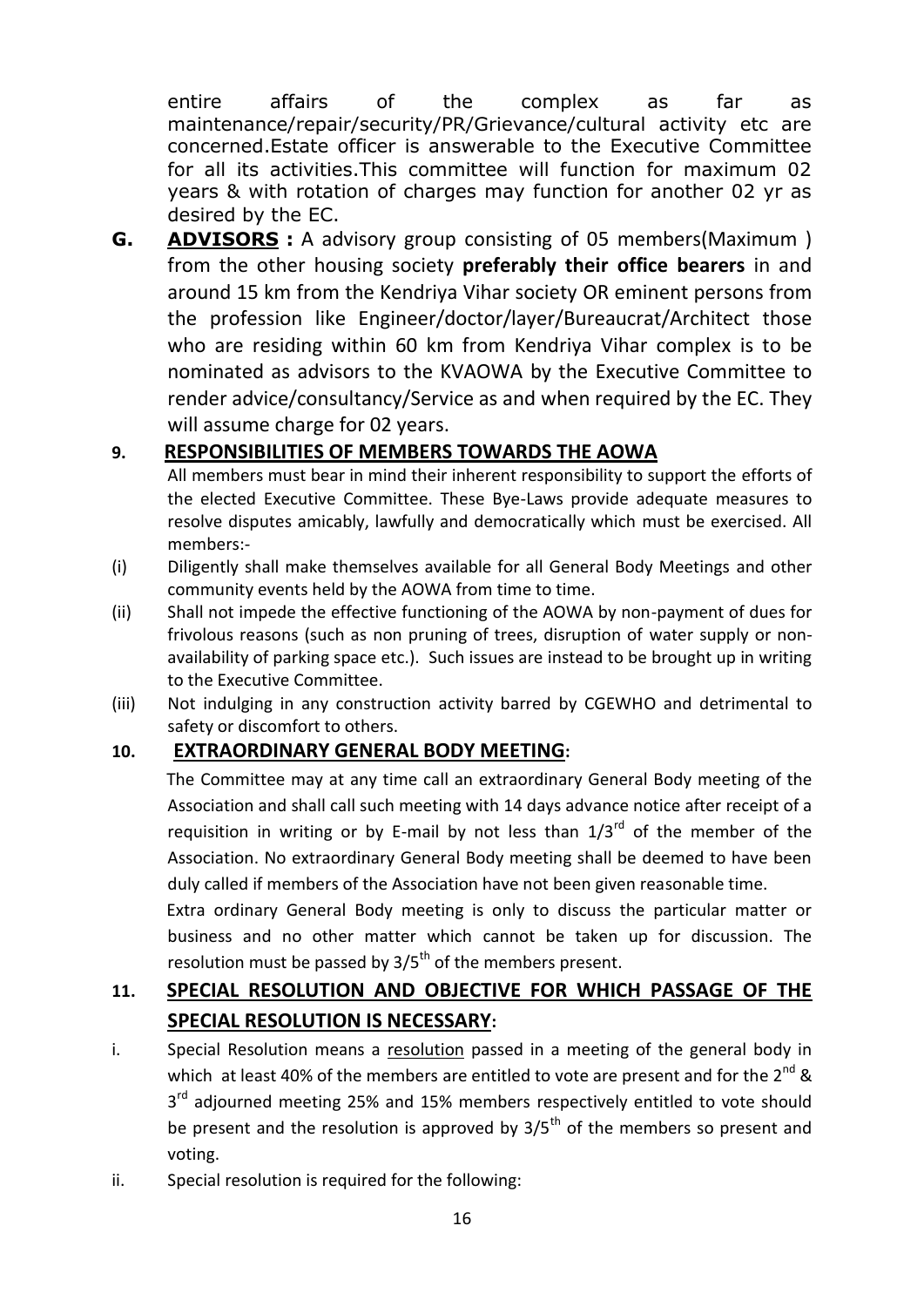entire affairs of the complex as far as maintenance/repair/security/PR/Grievance/cultural activity etc are concerned.Estate officer is answerable to the Executive Committee for all its activities.This committee will function for maximum 02 years & with rotation of charges may function for another 02 yr as desired by the EC.

**G. ADVISORS :** A advisory group consisting of 05 members(Maximum ) from the other housing society **preferably their office bearers** in and around 15 km from the Kendriya Vihar society OR eminent persons from the profession like Engineer/doctor/layer/Bureaucrat/Architect those who are residing within 60 km from Kendriya Vihar complex is to be nominated as advisors to the KVAOWA by the Executive Committee to render advice/consultancy/Service as and when required by the EC. They will assume charge for 02 years.

## 9. RESPONSIBILITIES OF MEMBERS TOWARDS THE AOWA

All members must bear in mind their inherent responsibility to support the efforts of the elected Executive Committee. These Bye-Laws provide adequate measures to resolve disputes amicably, lawfully and democratically which must be exercised. All members:-

(i) Diligently shall make themselves available for all General Body Meetings and other community events held by the AOWA from time to time.

(ii) Shall not impede the effective functioning of the AOWA by non-payment of dues for frivolous reasons (such as non pruning of trees, disruption of water supply or non-availability of parking space etc.). Such issues are instead to be brought up in writing to the Executive Committee.

(iii) Not indulging in any construction activity barred by CGEWHO and detrimental to safety or discomfort to others.

## 10. EXTRAORDINARY GENERAL BODY MEETING:

The Committee may at any time call an extraordinary General Body meeting of the Association and shall call such meeting with 14 days advance notice after receipt of a requisition in writing or by E-mail by not less than 1/3rd of the member of the Association. No extraordinary General Body meeting shall be deemed to have been duly called if members of the Association have not been given reasonable time.

Extra ordinary General Body meeting is only to discuss the particular matter or business and no other matter which cannot be taken up for discussion. The resolution must be passed by 3/5th of the members present.

## 11. SPECIAL RESOLUTION AND OBJECTIVE FOR WHICH PASSAGE OF THE SPECIAL RESOLUTION IS NECESSARY:

i. Special Resolution means a resolution passed in a meeting of the general body in which at least 40% of the members are entitled to vote are present and for the 2nd & 3rd adjourned meeting 25% and 15% members respectively entitled to vote should be present and the resolution is approved by 3/5th of the members so present and voting.

ii. Special resolution is required for the following: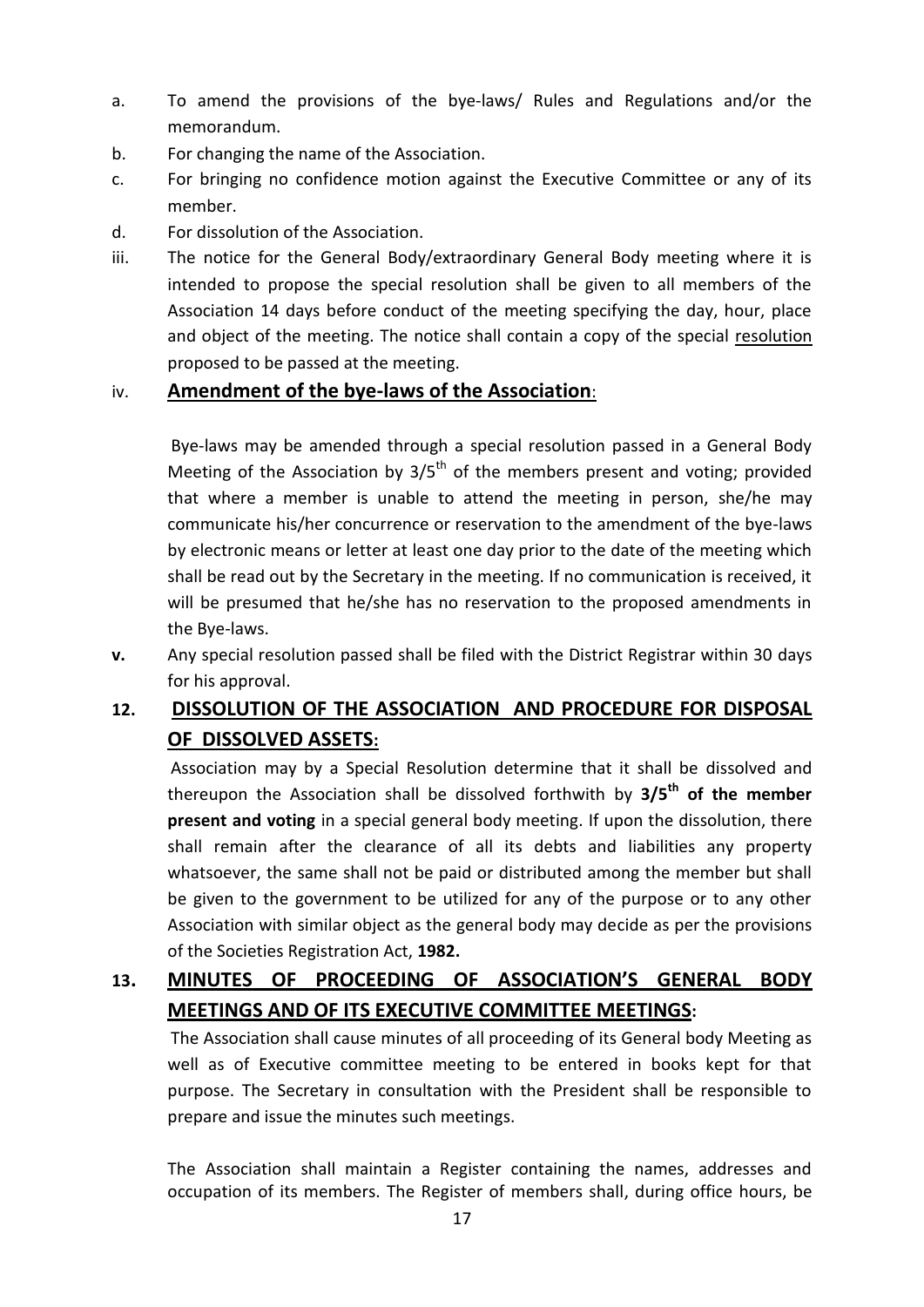a. To amend the provisions of the bye-laws/ Rules and Regulations and/or the memorandum.
b. For changing the name of the Association.
c. For bringing no confidence motion against the Executive Committee or any of its member.
d. For dissolution of the Association.

iii. The notice for the General Body/extraordinary General Body meeting where it is intended to propose the special resolution shall be given to all members of the Association 14 days before conduct of the meeting specifying the day, hour, place and object of the meeting. The notice shall contain a copy of the special resolution proposed to be passed at the meeting.

iv. **Amendment of the bye-laws of the Association**:

Bye-laws may be amended through a special resolution passed in a General Body Meeting of the Association by 3/5th of the members present and voting; provided that where a member is unable to attend the meeting in person, she/he may communicate his/her concurrence or reservation to the amendment of the bye-laws by electronic means or letter at least one day prior to the date of the meeting which shall be read out by the Secretary in the meeting. If no communication is received, it will be presumed that he/she has no reservation to the proposed amendments in the Bye-laws.

**v.** Any special resolution passed shall be filed with the District Registrar within 30 days for his approval.

## 12. DISSOLUTION OF THE ASSOCIATION AND PROCEDURE FOR DISPOSAL OF DISSOLVED ASSETS:

Association may by a Special Resolution determine that it shall be dissolved and thereupon the Association shall be dissolved forthwith by **3/5th of the member present and voting** in a special general body meeting. If upon the dissolution, there shall remain after the clearance of all its debts and liabilities any property whatsoever, the same shall not be paid or distributed among the member but shall be given to the government to be utilized for any of the purpose or to any other Association with similar object as the general body may decide as per the provisions of the Societies Registration Act, **1982.**

## 13. MINUTES OF PROCEEDING OF ASSOCIATION'S GENERAL BODY MEETINGS AND OF ITS EXECUTIVE COMMITTEE MEETINGS:

The Association shall cause minutes of all proceeding of its General body Meeting as well as of Executive committee meeting to be entered in books kept for that purpose. The Secretary in consultation with the President shall be responsible to prepare and issue the minutes such meetings.

The Association shall maintain a Register containing the names, addresses and occupation of its members. The Register of members shall, during office hours, be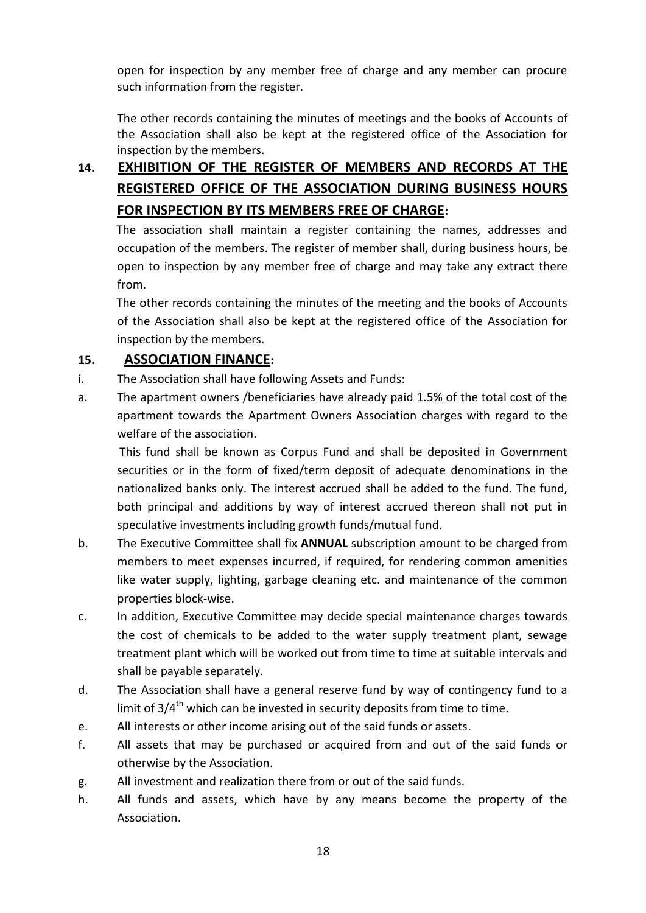open for inspection by any member free of charge and any member can procure such information from the register.

The other records containing the minutes of meetings and the books of Accounts of the Association shall also be kept at the registered office of the Association for inspection by the members.

## 14. EXHIBITION OF THE REGISTER OF MEMBERS AND RECORDS AT THE REGISTERED OFFICE OF THE ASSOCIATION DURING BUSINESS HOURS FOR INSPECTION BY ITS MEMBERS FREE OF CHARGE:

The association shall maintain a register containing the names, addresses and occupation of the members. The register of member shall, during business hours, be open to inspection by any member free of charge and may take any extract there from.

The other records containing the minutes of the meeting and the books of Accounts of the Association shall also be kept at the registered office of the Association for inspection by the members.

## 15. ASSOCIATION FINANCE:

i. The Association shall have following Assets and Funds:

a. The apartment owners /beneficiaries have already paid 1.5% of the total cost of the apartment towards the Apartment Owners Association charges with regard to the welfare of the association.

   This fund shall be known as Corpus Fund and shall be deposited in Government securities or in the form of fixed/term deposit of adequate denominations in the nationalized banks only. The interest accrued shall be added to the fund. The fund, both principal and additions by way of interest accrued thereon shall not put in speculative investments including growth funds/mutual fund.

b. The Executive Committee shall fix **ANNUAL** subscription amount to be charged from members to meet expenses incurred, if required, for rendering common amenities like water supply, lighting, garbage cleaning etc. and maintenance of the common properties block-wise.

c. In addition, Executive Committee may decide special maintenance charges towards the cost of chemicals to be added to the water supply treatment plant, sewage treatment plant which will be worked out from time to time at suitable intervals and shall be payable separately.

d. The Association shall have a general reserve fund by way of contingency fund to a limit of 3/4th which can be invested in security deposits from time to time.

e. All interests or other income arising out of the said funds or assets.

f. All assets that may be purchased or acquired from and out of the said funds or otherwise by the Association.

g. All investment and realization there from or out of the said funds.

h. All funds and assets, which have by any means become the property of the Association.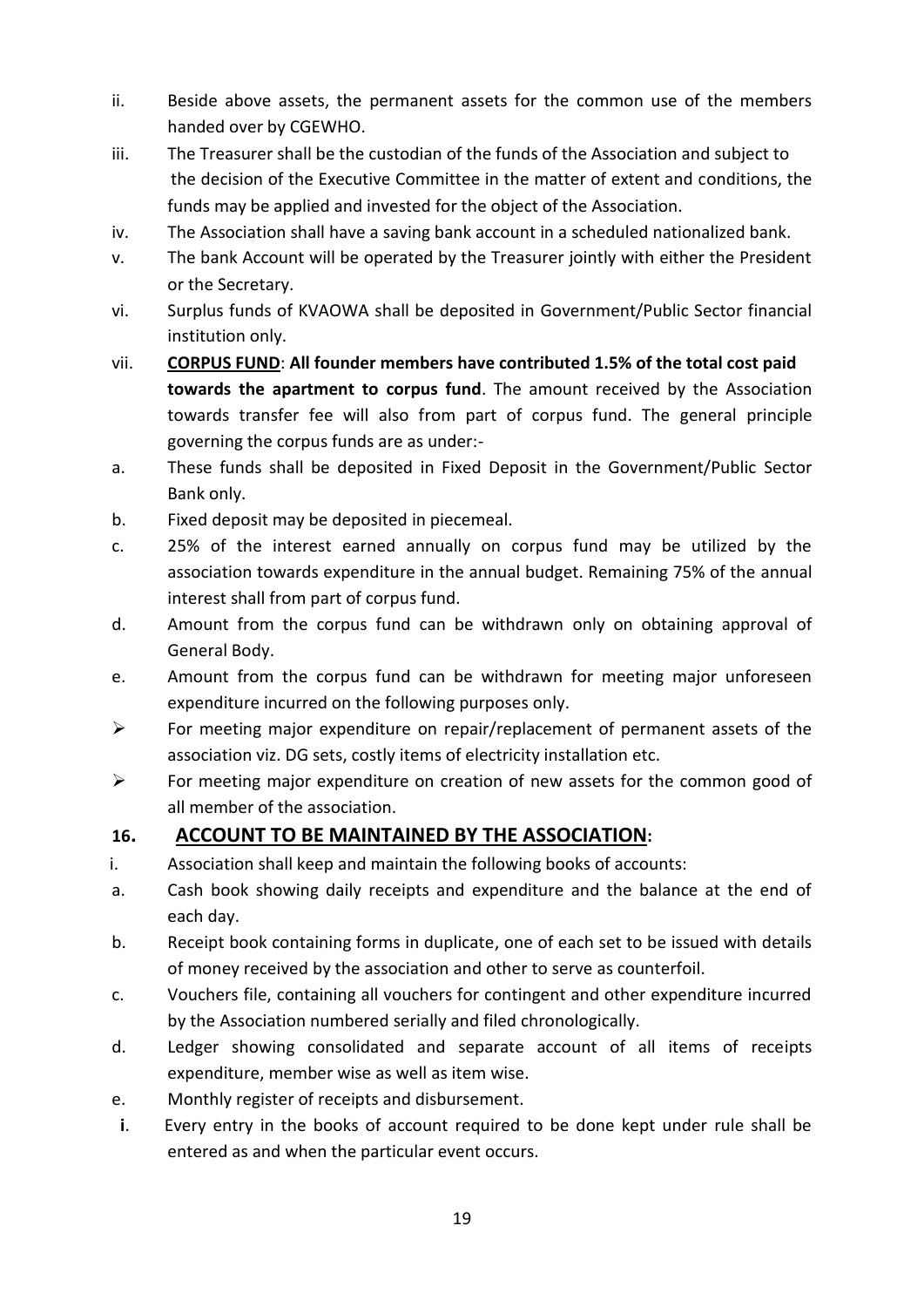ii. Beside above assets, the permanent assets for the common use of the members handed over by CGEWHO.

iii. The Treasurer shall be the custodian of the funds of the Association and subject to the decision of the Executive Committee in the matter of extent and conditions, the funds may be applied and invested for the object of the Association.

iv. The Association shall have a saving bank account in a scheduled nationalized bank.

v. The bank Account will be operated by the Treasurer jointly with either the President or the Secretary.

vi. Surplus funds of KVAOWA shall be deposited in Government/Public Sector financial institution only.

vii. **<u>CORPUS FUND</u>**: **All founder members have contributed 1.5% of the total cost paid towards the apartment to corpus fund**. The amount received by the Association towards transfer fee will also from part of corpus fund. The general principle governing the corpus funds are as under:-

a. These funds shall be deposited in Fixed Deposit in the Government/Public Sector Bank only.

b. Fixed deposit may be deposited in piecemeal.

c. 25% of the interest earned annually on corpus fund may be utilized by the association towards expenditure in the annual budget. Remaining 75% of the annual interest shall from part of corpus fund.

d. Amount from the corpus fund can be withdrawn only on obtaining approval of General Body.

e. Amount from the corpus fund can be withdrawn for meeting major unforeseen expenditure incurred on the following purposes only.

- For meeting major expenditure on repair/replacement of permanent assets of the association viz. DG sets, costly items of electricity installation etc.
- For meeting major expenditure on creation of new assets for the common good of all member of the association.

## 16. <u>ACCOUNT TO BE MAINTAINED BY THE ASSOCIATION</u>:

i. Association shall keep and maintain the following books of accounts:

a. Cash book showing daily receipts and expenditure and the balance at the end of each day.

b. Receipt book containing forms in duplicate, one of each set to be issued with details of money received by the association and other to serve as counterfoil.

c. Vouchers file, containing all vouchers for contingent and other expenditure incurred by the Association numbered serially and filed chronologically.

d. Ledger showing consolidated and separate account of all items of receipts expenditure, member wise as well as item wise.

e. Monthly register of receipts and disbursement.

**i**. Every entry in the books of account required to be done kept under rule shall be entered as and when the particular event occurs.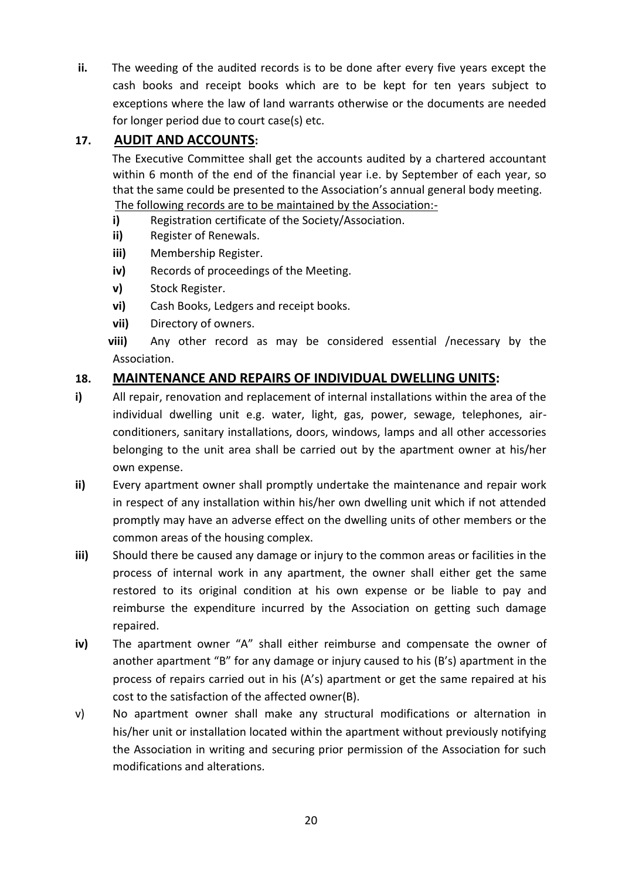**ii.** The weeding of the audited records is to be done after every five years except the cash books and receipt books which are to be kept for ten years subject to exceptions where the law of land warrants otherwise or the documents are needed for longer period due to court case(s) etc.

## 17. AUDIT AND ACCOUNTS:

The Executive Committee shall get the accounts audited by a chartered accountant within 6 month of the end of the financial year i.e. by September of each year, so that the same could be presented to the Association's annual general body meeting.

The following records are to be maintained by the Association:-

**i)** Registration certificate of the Society/Association.

**ii)** Register of Renewals.

**iii)** Membership Register.

**iv)** Records of proceedings of the Meeting.

**v)** Stock Register.

**vi)** Cash Books, Ledgers and receipt books.

**vii)** Directory of owners.

**viii)** Any other record as may be considered essential /necessary by the Association.

## 18. MAINTENANCE AND REPAIRS OF INDIVIDUAL DWELLING UNITS:

**i)** All repair, renovation and replacement of internal installations within the area of the individual dwelling unit e.g. water, light, gas, power, sewage, telephones, air-conditioners, sanitary installations, doors, windows, lamps and all other accessories belonging to the unit area shall be carried out by the apartment owner at his/her own expense.

**ii)** Every apartment owner shall promptly undertake the maintenance and repair work in respect of any installation within his/her own dwelling unit which if not attended promptly may have an adverse effect on the dwelling units of other members or the common areas of the housing complex.

**iii)** Should there be caused any damage or injury to the common areas or facilities in the process of internal work in any apartment, the owner shall either get the same restored to its original condition at his own expense or be liable to pay and reimburse the expenditure incurred by the Association on getting such damage repaired.

**iv)** The apartment owner "A" shall either reimburse and compensate the owner of another apartment "B" for any damage or injury caused to his (B's) apartment in the process of repairs carried out in his (A's) apartment or get the same repaired at his cost to the satisfaction of the affected owner(B).

v) No apartment owner shall make any structural modifications or alternation in his/her unit or installation located within the apartment without previously notifying the Association in writing and securing prior permission of the Association for such modifications and alterations.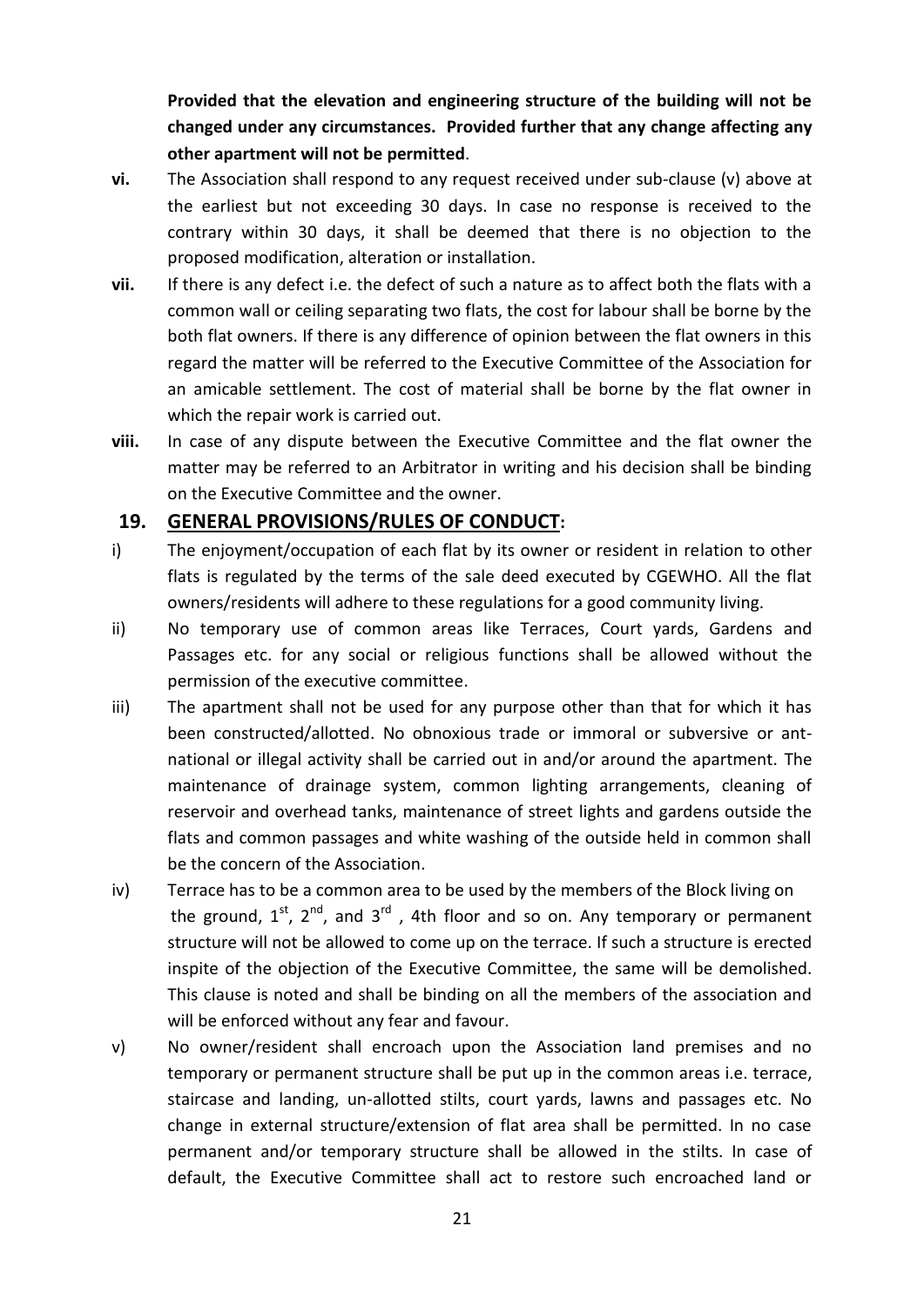**Provided that the elevation and engineering structure of the building will not be changed under any circumstances. Provided further that any change affecting any other apartment will not be permitted**.

**vi.** The Association shall respond to any request received under sub-clause (v) above at the earliest but not exceeding 30 days. In case no response is received to the contrary within 30 days, it shall be deemed that there is no objection to the proposed modification, alteration or installation.

**vii.** If there is any defect i.e. the defect of such a nature as to affect both the flats with a common wall or ceiling separating two flats, the cost for labour shall be borne by the both flat owners. If there is any difference of opinion between the flat owners in this regard the matter will be referred to the Executive Committee of the Association for an amicable settlement. The cost of material shall be borne by the flat owner in which the repair work is carried out.

**viii.** In case of any dispute between the Executive Committee and the flat owner the matter may be referred to an Arbitrator in writing and his decision shall be binding on the Executive Committee and the owner.

## 19. GENERAL PROVISIONS/RULES OF CONDUCT:

i) The enjoyment/occupation of each flat by its owner or resident in relation to other flats is regulated by the terms of the sale deed executed by CGEWHO. All the flat owners/residents will adhere to these regulations for a good community living.

ii) No temporary use of common areas like Terraces, Court yards, Gardens and Passages etc. for any social or religious functions shall be allowed without the permission of the executive committee.

iii) The apartment shall not be used for any purpose other than that for which it has been constructed/allotted. No obnoxious trade or immoral or subversive or ant-national or illegal activity shall be carried out in and/or around the apartment. The maintenance of drainage system, common lighting arrangements, cleaning of reservoir and overhead tanks, maintenance of street lights and gardens outside the flats and common passages and white washing of the outside held in common shall be the concern of the Association.

iv) Terrace has to be a common area to be used by the members of the Block living on the ground, 1st, 2nd, and 3rd , 4th floor and so on. Any temporary or permanent structure will not be allowed to come up on the terrace. If such a structure is erected inspite of the objection of the Executive Committee, the same will be demolished. This clause is noted and shall be binding on all the members of the association and will be enforced without any fear and favour.

v) No owner/resident shall encroach upon the Association land premises and no temporary or permanent structure shall be put up in the common areas i.e. terrace, staircase and landing, un-allotted stilts, court yards, lawns and passages etc. No change in external structure/extension of flat area shall be permitted. In no case permanent and/or temporary structure shall be allowed in the stilts. In case of default, the Executive Committee shall act to restore such encroached land or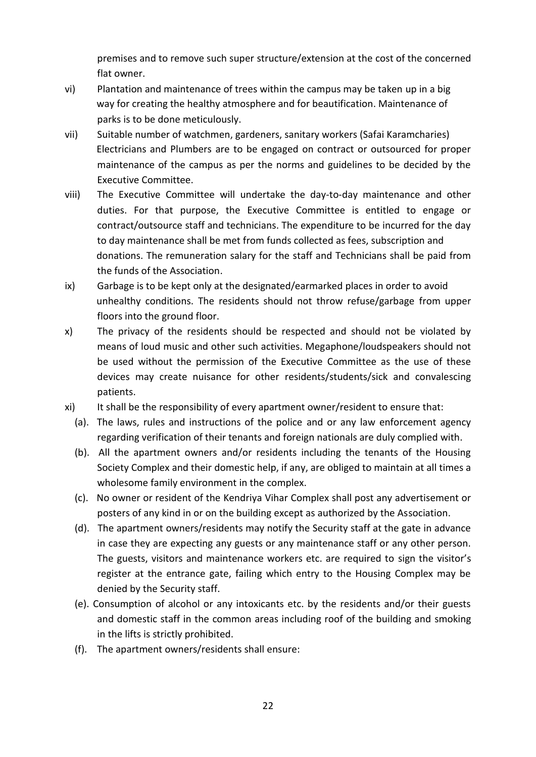premises and to remove such super structure/extension at the cost of the concerned flat owner.

vi) Plantation and maintenance of trees within the campus may be taken up in a big way for creating the healthy atmosphere and for beautification. Maintenance of parks is to be done meticulously.

vii) Suitable number of watchmen, gardeners, sanitary workers (Safai Karamcharies) Electricians and Plumbers are to be engaged on contract or outsourced for proper maintenance of the campus as per the norms and guidelines to be decided by the Executive Committee.

viii) The Executive Committee will undertake the day-to-day maintenance and other duties. For that purpose, the Executive Committee is entitled to engage or contract/outsource staff and technicians. The expenditure to be incurred for the day to day maintenance shall be met from funds collected as fees, subscription and donations. The remuneration salary for the staff and Technicians shall be paid from the funds of the Association.

ix) Garbage is to be kept only at the designated/earmarked places in order to avoid unhealthy conditions. The residents should not throw refuse/garbage from upper floors into the ground floor.

x) The privacy of the residents should be respected and should not be violated by means of loud music and other such activities. Megaphone/loudspeakers should not be used without the permission of the Executive Committee as the use of these devices may create nuisance for other residents/students/sick and convalescing patients.

xi) It shall be the responsibility of every apartment owner/resident to ensure that:

(a). The laws, rules and instructions of the police and or any law enforcement agency regarding verification of their tenants and foreign nationals are duly complied with.

(b). All the apartment owners and/or residents including the tenants of the Housing Society Complex and their domestic help, if any, are obliged to maintain at all times a wholesome family environment in the complex.

(c). No owner or resident of the Kendriya Vihar Complex shall post any advertisement or posters of any kind in or on the building except as authorized by the Association.

(d). The apartment owners/residents may notify the Security staff at the gate in advance in case they are expecting any guests or any maintenance staff or any other person. The guests, visitors and maintenance workers etc. are required to sign the visitor's register at the entrance gate, failing which entry to the Housing Complex may be denied by the Security staff.

(e). Consumption of alcohol or any intoxicants etc. by the residents and/or their guests and domestic staff in the common areas including roof of the building and smoking in the lifts is strictly prohibited.

(f). The apartment owners/residents shall ensure: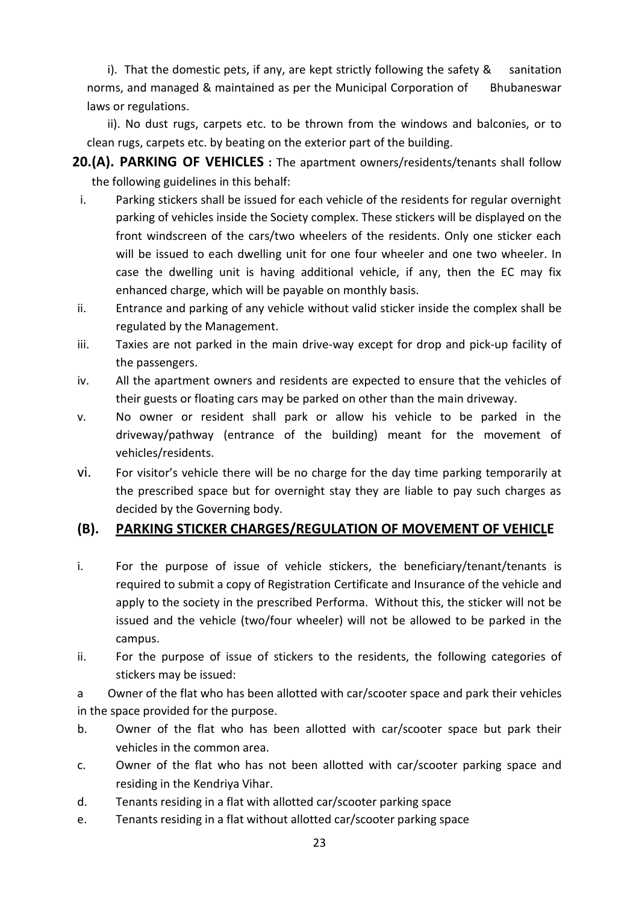i). That the domestic pets, if any, are kept strictly following the safety & sanitation norms, and managed & maintained as per the Municipal Corporation of Bhubaneswar laws or regulations.

ii). No dust rugs, carpets etc. to be thrown from the windows and balconies, or to clean rugs, carpets etc. by beating on the exterior part of the building.

**20.(A). PARKING OF VEHICLES :** The apartment owners/residents/tenants shall follow the following guidelines in this behalf:

i. Parking stickers shall be issued for each vehicle of the residents for regular overnight parking of vehicles inside the Society complex. These stickers will be displayed on the front windscreen of the cars/two wheelers of the residents. Only one sticker each will be issued to each dwelling unit for one four wheeler and one two wheeler. In case the dwelling unit is having additional vehicle, if any, then the EC may fix enhanced charge, which will be payable on monthly basis.

ii. Entrance and parking of any vehicle without valid sticker inside the complex shall be regulated by the Management.

iii. Taxies are not parked in the main drive-way except for drop and pick-up facility of the passengers.

iv. All the apartment owners and residents are expected to ensure that the vehicles of their guests or floating cars may be parked on other than the main driveway.

v. No owner or resident shall park or allow his vehicle to be parked in the driveway/pathway (entrance of the building) meant for the movement of vehicles/residents.

vi. For visitor's vehicle there will be no charge for the day time parking temporarily at the prescribed space but for overnight stay they are liable to pay such charges as decided by the Governing body.

## (B). PARKING STICKER CHARGES/REGULATION OF MOVEMENT OF VEHICLE

i. For the purpose of issue of vehicle stickers, the beneficiary/tenant/tenants is required to submit a copy of Registration Certificate and Insurance of the vehicle and apply to the society in the prescribed Performa. Without this, the sticker will not be issued and the vehicle (two/four wheeler) will not be allowed to be parked in the campus.

ii. For the purpose of issue of stickers to the residents, the following categories of stickers may be issued:

a Owner of the flat who has been allotted with car/scooter space and park their vehicles in the space provided for the purpose.

b. Owner of the flat who has been allotted with car/scooter space but park their vehicles in the common area.

c. Owner of the flat who has not been allotted with car/scooter parking space and residing in the Kendriya Vihar.

d. Tenants residing in a flat with allotted car/scooter parking space

e. Tenants residing in a flat without allotted car/scooter parking space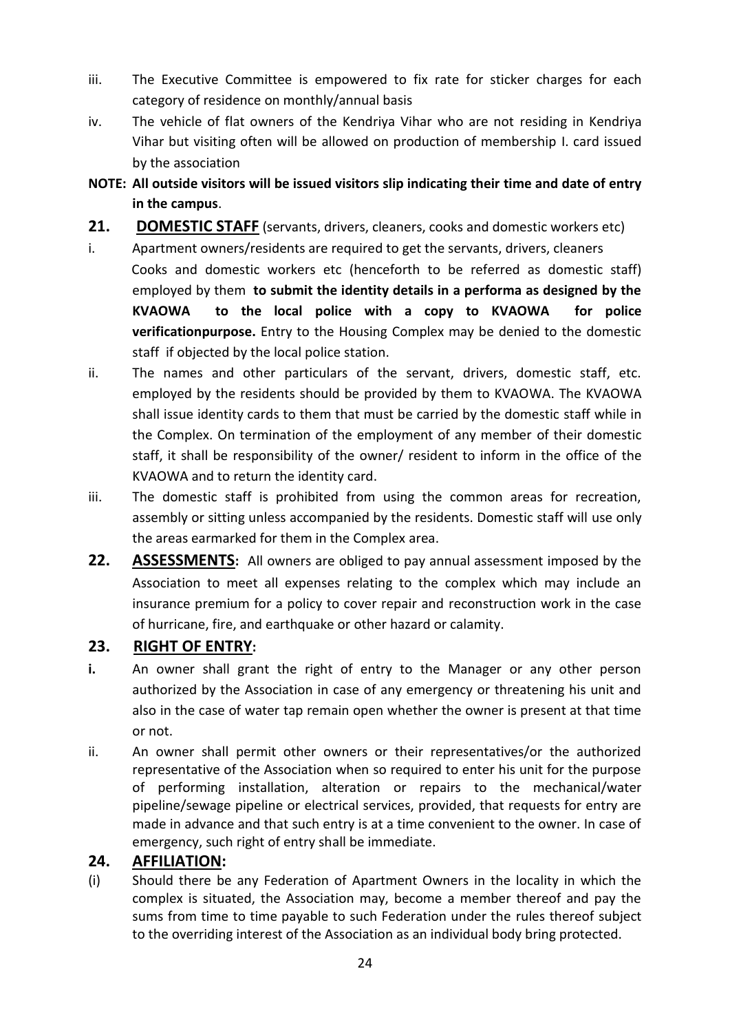iii. The Executive Committee is empowered to fix rate for sticker charges for each category of residence on monthly/annual basis

iv. The vehicle of flat owners of the Kendriya Vihar who are not residing in Kendriya Vihar but visiting often will be allowed on production of membership I. card issued by the association

**NOTE: All outside visitors will be issued visitors slip indicating their time and date of entry in the campus**.

## 21. DOMESTIC STAFF (servants, drivers, cleaners, cooks and domestic workers etc)

i. Apartment owners/residents are required to get the servants, drivers, cleaners Cooks and domestic workers etc (henceforth to be referred as domestic staff) employed by them **to submit the identity details in a performa as designed by the KVAOWA to the local police with a copy to KVAOWA for police verificationpurpose.** Entry to the Housing Complex may be denied to the domestic staff if objected by the local police station.

ii. The names and other particulars of the servant, drivers, domestic staff, etc. employed by the residents should be provided by them to KVAOWA. The KVAOWA shall issue identity cards to them that must be carried by the domestic staff while in the Complex. On termination of the employment of any member of their domestic staff, it shall be responsibility of the owner/ resident to inform in the office of the KVAOWA and to return the identity card.

iii. The domestic staff is prohibited from using the common areas for recreation, assembly or sitting unless accompanied by the residents. Domestic staff will use only the areas earmarked for them in the Complex area.

## 22. ASSESSMENTS:

All owners are obliged to pay annual assessment imposed by the Association to meet all expenses relating to the complex which may include an insurance premium for a policy to cover repair and reconstruction work in the case of hurricane, fire, and earthquake or other hazard or calamity.

## 23. RIGHT OF ENTRY:

**i.** An owner shall grant the right of entry to the Manager or any other person authorized by the Association in case of any emergency or threatening his unit and also in the case of water tap remain open whether the owner is present at that time or not.

ii. An owner shall permit other owners or their representatives/or the authorized representative of the Association when so required to enter his unit for the purpose of performing installation, alteration or repairs to the mechanical/water pipeline/sewage pipeline or electrical services, provided, that requests for entry are made in advance and that such entry is at a time convenient to the owner. In case of emergency, such right of entry shall be immediate.

## 24. AFFILIATION:

(i) Should there be any Federation of Apartment Owners in the locality in which the complex is situated, the Association may, become a member thereof and pay the sums from time to time payable to such Federation under the rules thereof subject to the overriding interest of the Association as an individual body bring protected.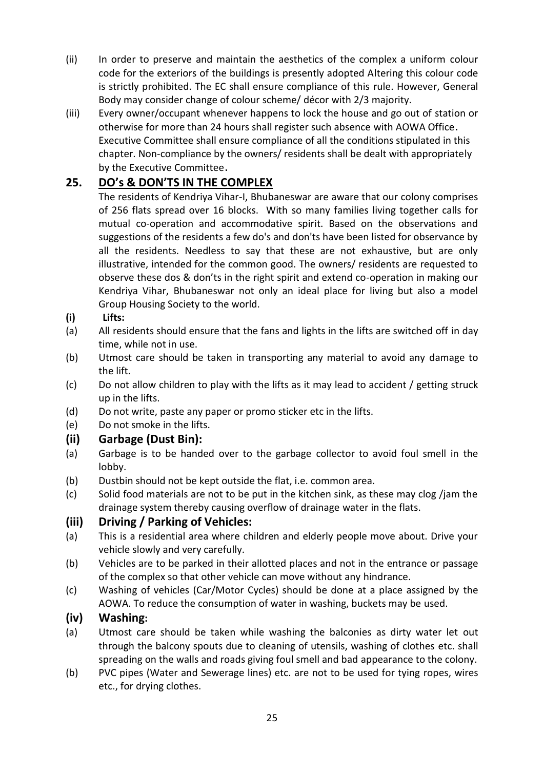(ii) In order to preserve and maintain the aesthetics of the complex a uniform colour code for the exteriors of the buildings is presently adopted Altering this colour code is strictly prohibited. The EC shall ensure compliance of this rule. However, General Body may consider change of colour scheme/ décor with 2/3 majority.

(iii) Every owner/occupant whenever happens to lock the house and go out of station or otherwise for more than 24 hours shall register such absence with AOWA Office. Executive Committee shall ensure compliance of all the conditions stipulated in this chapter. Non-compliance by the owners/ residents shall be dealt with appropriately by the Executive Committee.

## 25. DO's & DON'TS IN THE COMPLEX

The residents of Kendriya Vihar-I, Bhubaneswar are aware that our colony comprises of 256 flats spread over 16 blocks. With so many families living together calls for mutual co-operation and accommodative spirit. Based on the observations and suggestions of the residents a few do's and don'ts have been listed for observance by all the residents. Needless to say that these are not exhaustive, but are only illustrative, intended for the common good. The owners/ residents are requested to observe these dos & don'ts in the right spirit and extend co-operation in making our Kendriya Vihar, Bhubaneswar not only an ideal place for living but also a model Group Housing Society to the world.

### (i) Lifts:

(a) All residents should ensure that the fans and lights in the lifts are switched off in day time, while not in use.

(b) Utmost care should be taken in transporting any material to avoid any damage to the lift.

(c) Do not allow children to play with the lifts as it may lead to accident / getting struck up in the lifts.

(d) Do not write, paste any paper or promo sticker etc in the lifts.

(e) Do not smoke in the lifts.

### (ii) Garbage (Dust Bin):

(a) Garbage is to be handed over to the garbage collector to avoid foul smell in the lobby.

(b) Dustbin should not be kept outside the flat, i.e. common area.

(c) Solid food materials are not to be put in the kitchen sink, as these may clog /jam the drainage system thereby causing overflow of drainage water in the flats.

### (iii) Driving / Parking of Vehicles:

(a) This is a residential area where children and elderly people move about. Drive your vehicle slowly and very carefully.

(b) Vehicles are to be parked in their allotted places and not in the entrance or passage of the complex so that other vehicle can move without any hindrance.

(c) Washing of vehicles (Car/Motor Cycles) should be done at a place assigned by the AOWA. To reduce the consumption of water in washing, buckets may be used.

### (iv) Washing:

(a) Utmost care should be taken while washing the balconies as dirty water let out through the balcony spouts due to cleaning of utensils, washing of clothes etc. shall spreading on the walls and roads giving foul smell and bad appearance to the colony.

(b) PVC pipes (Water and Sewerage lines) etc. are not to be used for tying ropes, wires etc., for drying clothes.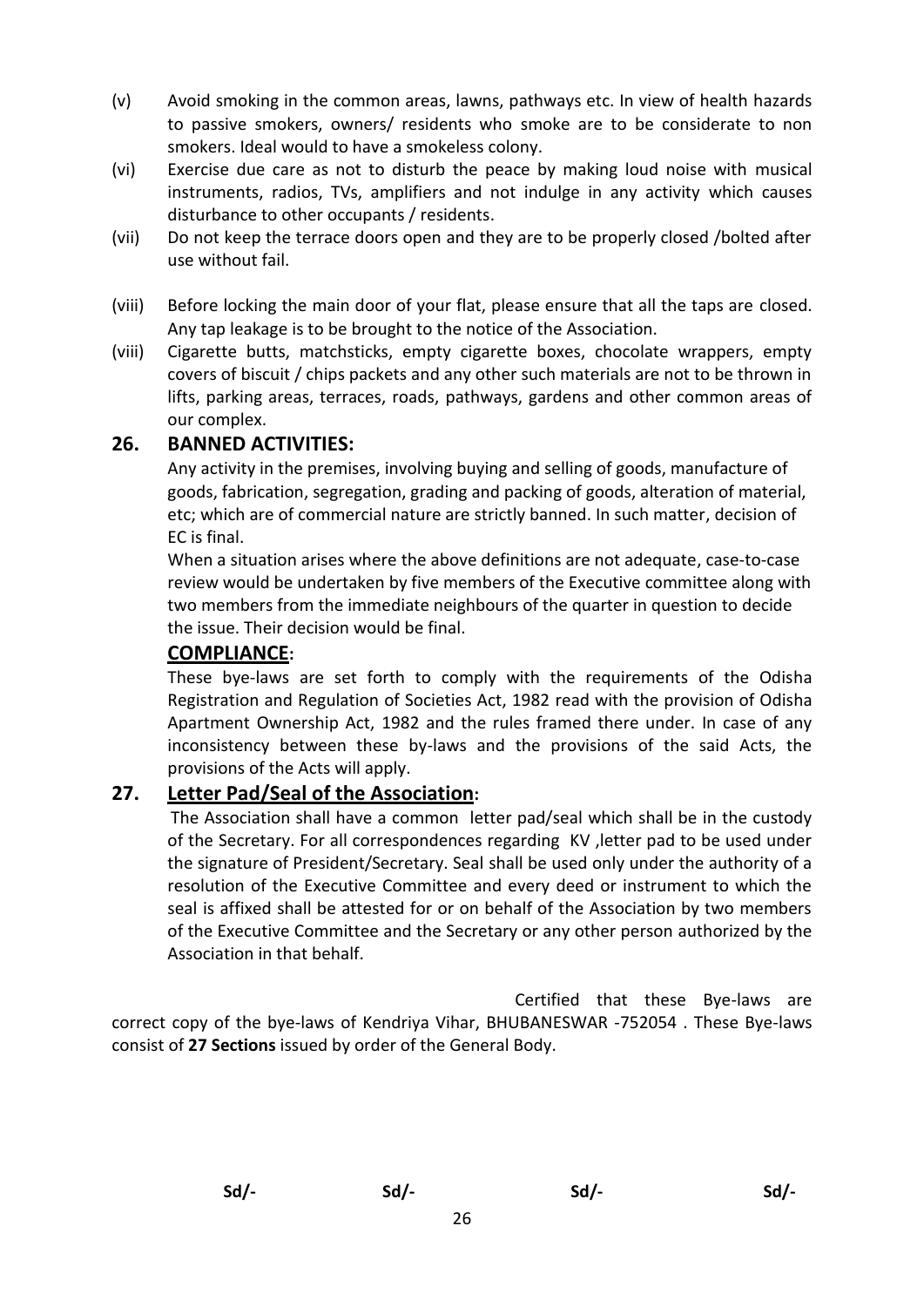(v) Avoid smoking in the common areas, lawns, pathways etc. In view of health hazards to passive smokers, owners/ residents who smoke are to be considerate to non smokers. Ideal would to have a smokeless colony.

(vi) Exercise due care as not to disturb the peace by making loud noise with musical instruments, radios, TVs, amplifiers and not indulge in any activity which causes disturbance to other occupants / residents.

(vii) Do not keep the terrace doors open and they are to be properly closed /bolted after use without fail.

(viii) Before locking the main door of your flat, please ensure that all the taps are closed. Any tap leakage is to be brought to the notice of the Association.

(viii) Cigarette butts, matchsticks, empty cigarette boxes, chocolate wrappers, empty covers of biscuit / chips packets and any other such materials are not to be thrown in lifts, parking areas, terraces, roads, pathways, gardens and other common areas of our complex.

## 26. BANNED ACTIVITIES:

Any activity in the premises, involving buying and selling of goods, manufacture of goods, fabrication, segregation, grading and packing of goods, alteration of material, etc; which are of commercial nature are strictly banned. In such matter, decision of EC is final.

When a situation arises where the above definitions are not adequate, case-to-case review would be undertaken by five members of the Executive committee along with two members from the immediate neighbours of the quarter in question to decide the issue. Their decision would be final.

### COMPLIANCE:

These bye-laws are set forth to comply with the requirements of the Odisha Registration and Regulation of Societies Act, 1982 read with the provision of Odisha Apartment Ownership Act, 1982 and the rules framed there under. In case of any inconsistency between these by-laws and the provisions of the said Acts, the provisions of the Acts will apply.

## 27. Letter Pad/Seal of the Association:

The Association shall have a common letter pad/seal which shall be in the custody of the Secretary. For all correspondences regarding KV ,letter pad to be used under the signature of President/Secretary. Seal shall be used only under the authority of a resolution of the Executive Committee and every deed or instrument to which the seal is affixed shall be attested for or on behalf of the Association by two members of the Executive Committee and the Secretary or any other person authorized by the Association in that behalf.

Certified that these Bye-laws are correct copy of the bye-laws of Kendriya Vihar, BHUBANESWAR -752054 . These Bye-laws consist of **27 Sections** issued by order of the General Body.

**Sd/-** **Sd/-** **Sd/-** **Sd/-**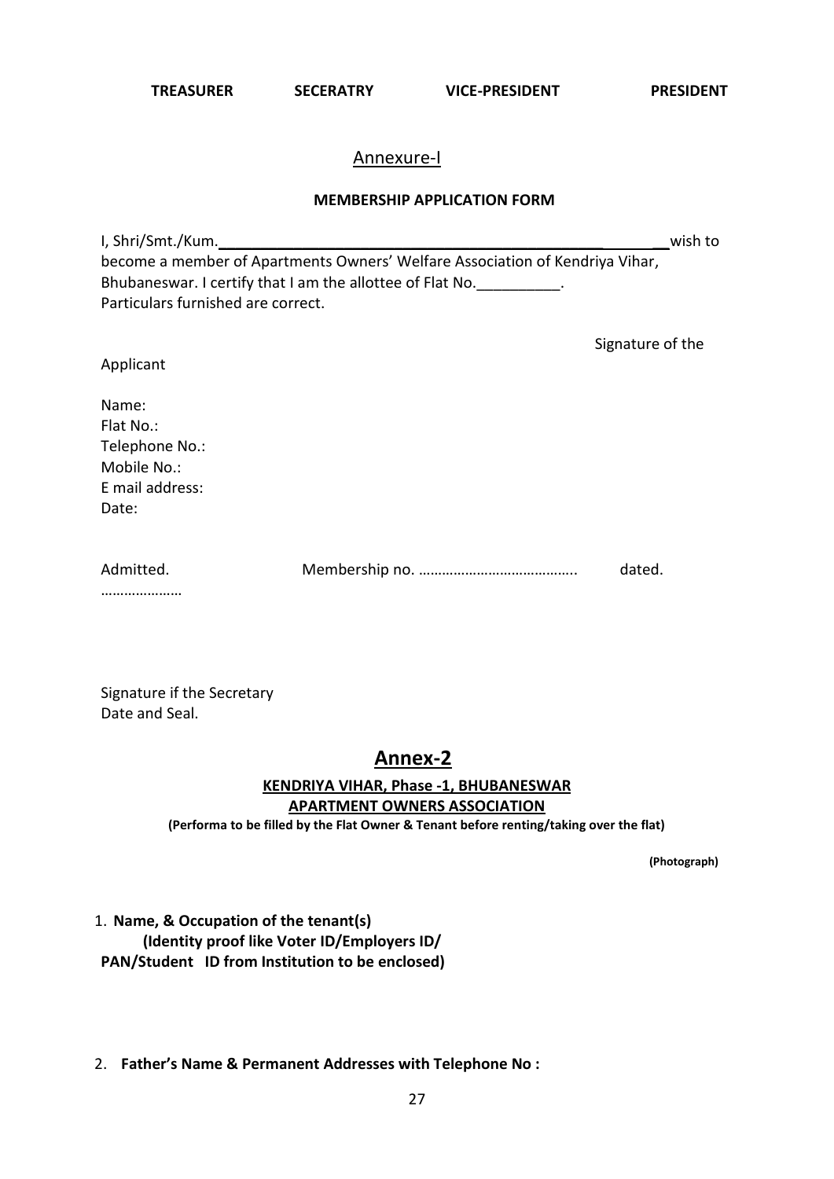**TREASURER** **SECEATRY** **VICE-PRESIDENT** **PRESIDENT**

## Annexure-I

**MEMBERSHIP APPLICATION FORM**

I, Shri/Smt./Kum.______________________________________________ wish to become a member of Apartments Owners' Welfare Association of Kendriya Vihar, Bhubaneswar. I certify that I am the allottee of Flat No.__________. Particulars furnished are correct.

Signature of the Applicant

Name:
Flat No.:
Telephone No.:
Mobile No.:
E mail address:
Date:

Admitted. Membership no. ………………………………….. dated. …………………

Signature if the Secretary
Date and Seal.

## Annex-2

**KENDRIYA VIHAR, Phase -1, BHUBANESWAR**
**APARTMENT OWNERS ASSOCIATION**
**(Performa to be filled by the Flat Owner & Tenant before renting/taking over the flat)**

**(Photograph)**

1. **Name, & Occupation of the tenant(s)**
   **(Identity proof like Voter ID/Employers ID/ PAN/Student ID from Institution to be enclosed)**

2. **Father's Name & Permanent Addresses with Telephone No :**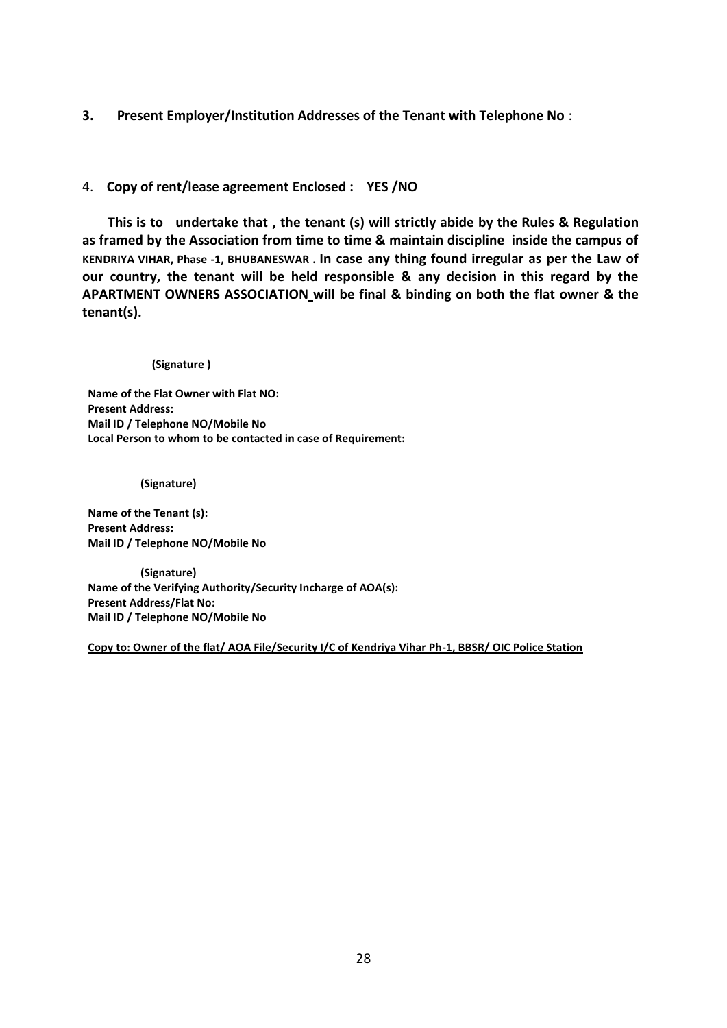**3.  Present Employer/Institution Addresses of the Tenant with Telephone No** :

4. **Copy of rent/lease agreement Enclosed :  YES /NO**

**This is to undertake that , the tenant (s) will strictly abide by the Rules & Regulation as framed by the Association from time to time & maintain discipline inside the campus of KENDRIYA VIHAR, Phase -1, BHUBANESWAR . In case any thing found irregular as per the Law of our country, the tenant will be held responsible & any decision in this regard by the APARTMENT OWNERS ASSOCIATION will be final & binding on both the flat owner & the tenant(s).**

**(Signature )**

**Name of the Flat Owner with Flat NO:**
**Present Address:**
**Mail ID / Telephone NO/Mobile No**
**Local Person to whom to be contacted in case of Requirement:**

**(Signature)**

**Name of the Tenant (s):**
**Present Address:**
**Mail ID / Telephone NO/Mobile No**

**(Signature)**
**Name of the Verifying Authority/Security Incharge of AOA(s):**
**Present Address/Flat No:**
**Mail ID / Telephone NO/Mobile No**

**Copy to: Owner of the flat/ AOA File/Security I/C of Kendriya Vihar Ph-1, BBSR/ OIC Police Station**